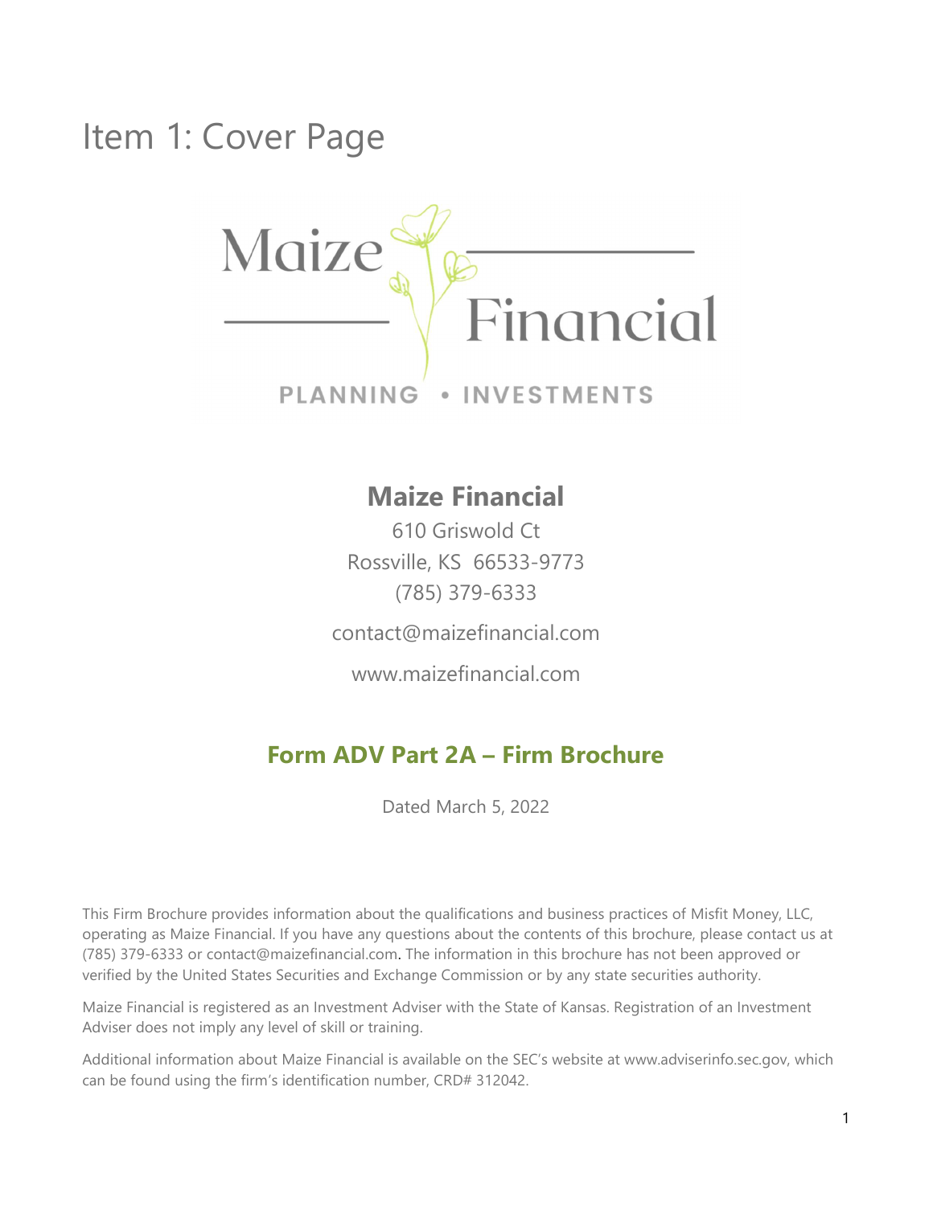# Item 1: Cover Page

## Maize Financial

610 Griswold Ct
Rossville, KS 66533-9773
(785) 379-6333

contact@maizefinancial.com

www.maizefinancial.com

## Form ADV Part 2A – Firm Brochure

Dated March 5, 2022

This Firm Brochure provides information about the qualifications and business practices of Misfit Money, LLC, operating as Maize Financial. If you have any questions about the contents of this brochure, please contact us at (785) 379-6333 or contact@maizefinancial.com. The information in this brochure has not been approved or verified by the United States Securities and Exchange Commission or by any state securities authority.

Maize Financial is registered as an Investment Adviser with the State of Kansas. Registration of an Investment Adviser does not imply any level of skill or training.

Additional information about Maize Financial is available on the SEC's website at www.adviserinfo.sec.gov, which can be found using the firm's identification number, CRD# 312042.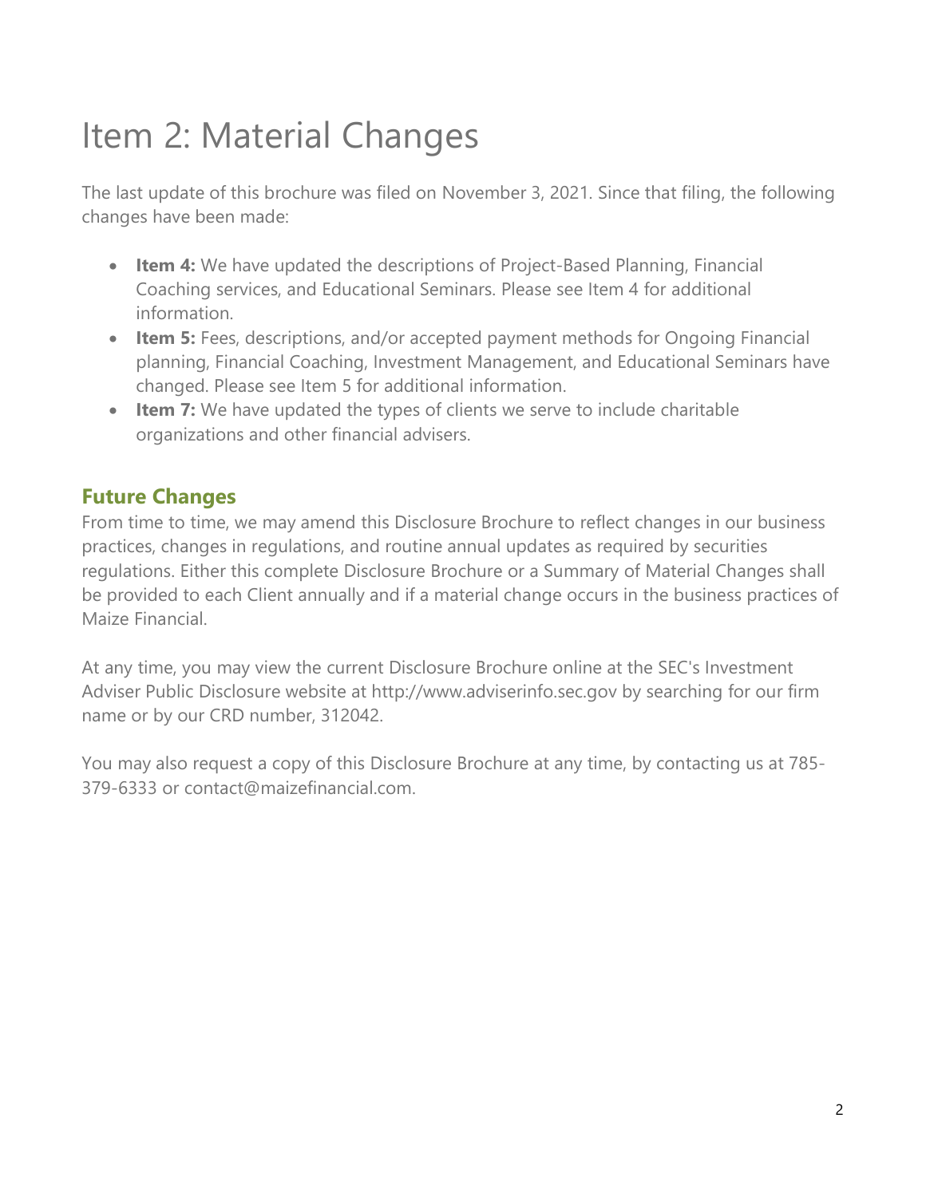# Item 2: Material Changes

The last update of this brochure was filed on November 3, 2021. Since that filing, the following changes have been made:

- **Item 4:** We have updated the descriptions of Project-Based Planning, Financial Coaching services, and Educational Seminars. Please see Item 4 for additional information.
- **Item 5:** Fees, descriptions, and/or accepted payment methods for Ongoing Financial planning, Financial Coaching, Investment Management, and Educational Seminars have changed. Please see Item 5 for additional information.
- **Item 7:** We have updated the types of clients we serve to include charitable organizations and other financial advisers.

## Future Changes

From time to time, we may amend this Disclosure Brochure to reflect changes in our business practices, changes in regulations, and routine annual updates as required by securities regulations. Either this complete Disclosure Brochure or a Summary of Material Changes shall be provided to each Client annually and if a material change occurs in the business practices of Maize Financial.

At any time, you may view the current Disclosure Brochure online at the SEC's Investment Adviser Public Disclosure website at http://www.adviserinfo.sec.gov by searching for our firm name or by our CRD number, 312042.

You may also request a copy of this Disclosure Brochure at any time, by contacting us at 785-379-6333 or contact@maizefinancial.com.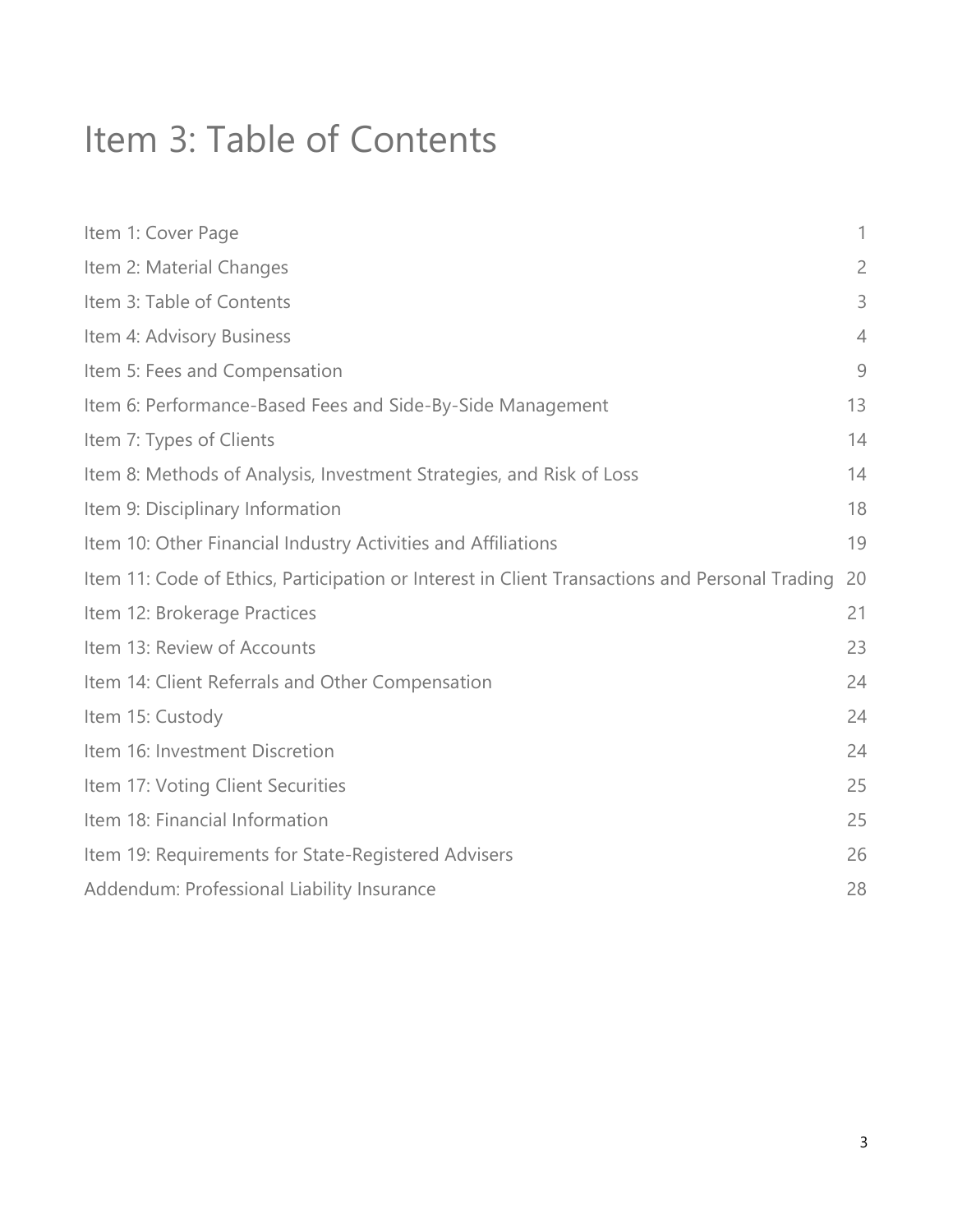# Item 3: Table of Contents

| | |
|---|---|
| Item 1: Cover Page | 1 |
| Item 2: Material Changes | 2 |
| Item 3: Table of Contents | 3 |
| Item 4: Advisory Business | 4 |
| Item 5: Fees and Compensation | 9 |
| Item 6: Performance-Based Fees and Side-By-Side Management | 13 |
| Item 7: Types of Clients | 14 |
| Item 8: Methods of Analysis, Investment Strategies, and Risk of Loss | 14 |
| Item 9: Disciplinary Information | 18 |
| Item 10: Other Financial Industry Activities and Affiliations | 19 |
| Item 11: Code of Ethics, Participation or Interest in Client Transactions and Personal Trading | 20 |
| Item 12: Brokerage Practices | 21 |
| Item 13: Review of Accounts | 23 |
| Item 14: Client Referrals and Other Compensation | 24 |
| Item 15: Custody | 24 |
| Item 16: Investment Discretion | 24 |
| Item 17: Voting Client Securities | 25 |
| Item 18: Financial Information | 25 |
| Item 19: Requirements for State-Registered Advisers | 26 |
| Addendum: Professional Liability Insurance | 28 |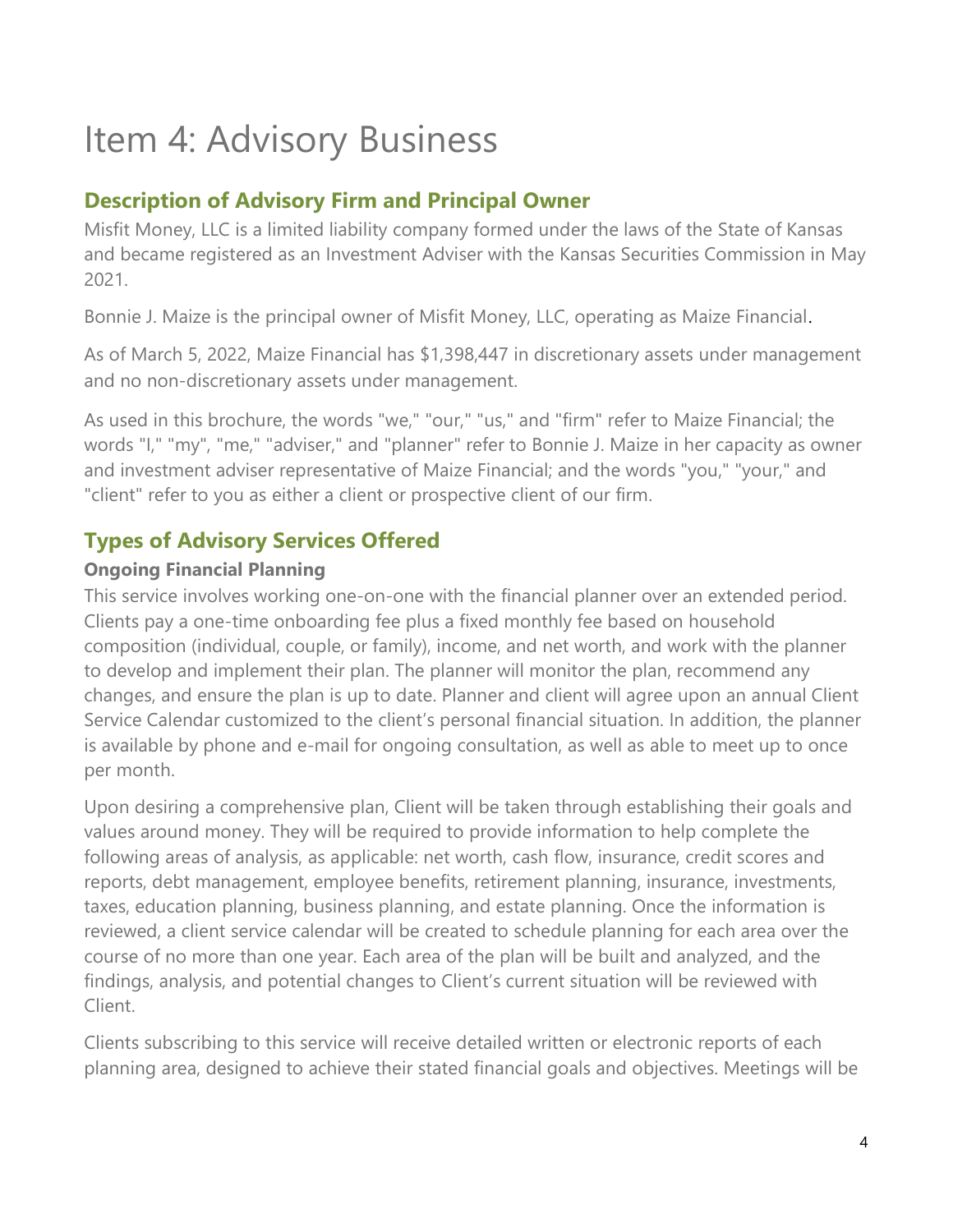# Item 4: Advisory Business

## Description of Advisory Firm and Principal Owner

Misfit Money, LLC is a limited liability company formed under the laws of the State of Kansas and became registered as an Investment Adviser with the Kansas Securities Commission in May 2021.

Bonnie J. Maize is the principal owner of Misfit Money, LLC, operating as Maize Financial.

As of March 5, 2022, Maize Financial has $1,398,447 in discretionary assets under management and no non-discretionary assets under management.

As used in this brochure, the words "we," "our," "us," and "firm" refer to Maize Financial; the words "I," "my", "me," "adviser," and "planner" refer to Bonnie J. Maize in her capacity as owner and investment adviser representative of Maize Financial; and the words "you," "your," and "client" refer to you as either a client or prospective client of our firm.

## Types of Advisory Services Offered

### Ongoing Financial Planning

This service involves working one-on-one with the financial planner over an extended period. Clients pay a one-time onboarding fee plus a fixed monthly fee based on household composition (individual, couple, or family), income, and net worth, and work with the planner to develop and implement their plan. The planner will monitor the plan, recommend any changes, and ensure the plan is up to date. Planner and client will agree upon an annual Client Service Calendar customized to the client's personal financial situation. In addition, the planner is available by phone and e-mail for ongoing consultation, as well as able to meet up to once per month.

Upon desiring a comprehensive plan, Client will be taken through establishing their goals and values around money. They will be required to provide information to help complete the following areas of analysis, as applicable: net worth, cash flow, insurance, credit scores and reports, debt management, employee benefits, retirement planning, insurance, investments, taxes, education planning, business planning, and estate planning. Once the information is reviewed, a client service calendar will be created to schedule planning for each area over the course of no more than one year. Each area of the plan will be built and analyzed, and the findings, analysis, and potential changes to Client's current situation will be reviewed with Client.

Clients subscribing to this service will receive detailed written or electronic reports of each planning area, designed to achieve their stated financial goals and objectives. Meetings will be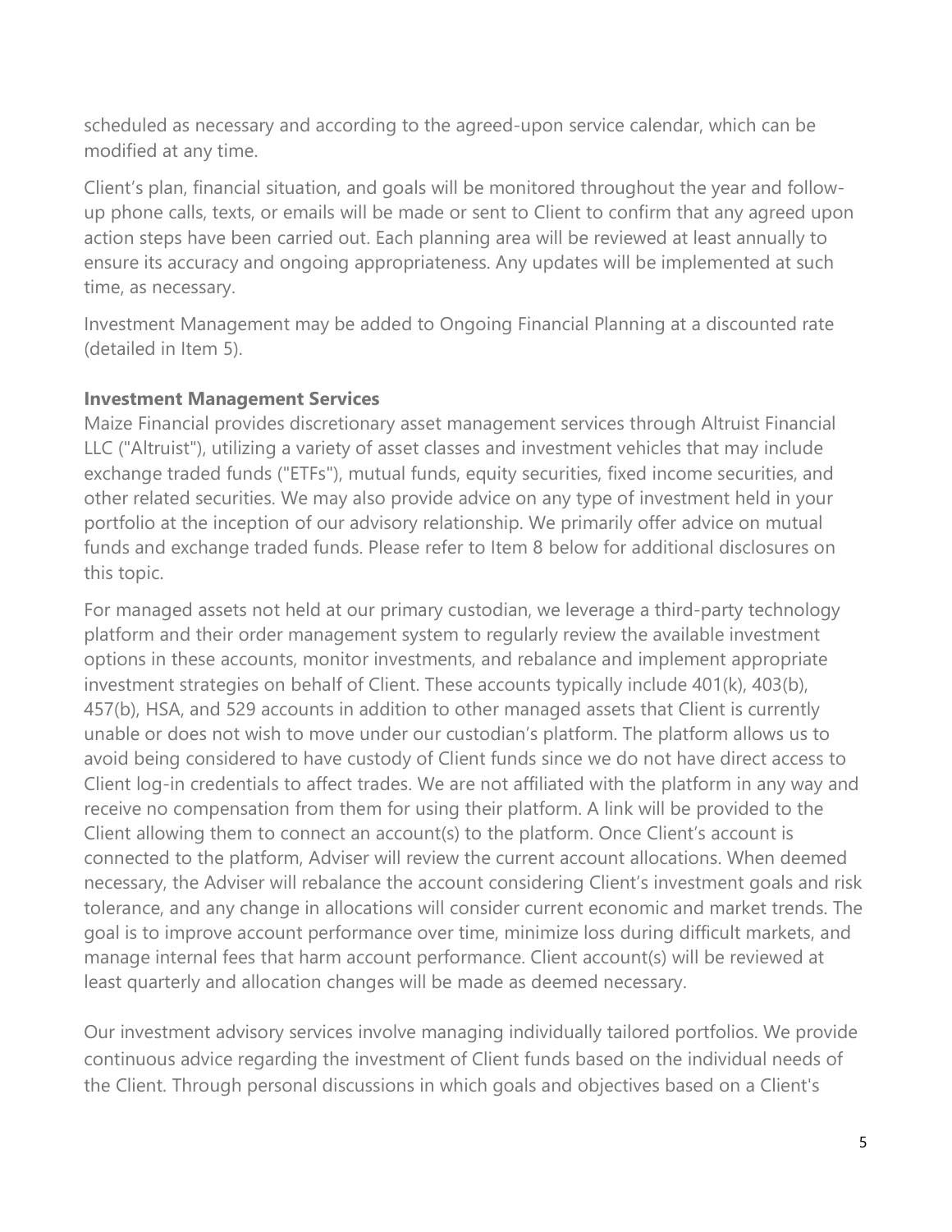scheduled as necessary and according to the agreed-upon service calendar, which can be modified at any time.

Client's plan, financial situation, and goals will be monitored throughout the year and follow-up phone calls, texts, or emails will be made or sent to Client to confirm that any agreed upon action steps have been carried out. Each planning area will be reviewed at least annually to ensure its accuracy and ongoing appropriateness. Any updates will be implemented at such time, as necessary.

Investment Management may be added to Ongoing Financial Planning at a discounted rate (detailed in Item 5).

**Investment Management Services**

Maize Financial provides discretionary asset management services through Altruist Financial LLC ("Altruist"), utilizing a variety of asset classes and investment vehicles that may include exchange traded funds ("ETFs"), mutual funds, equity securities, fixed income securities, and other related securities. We may also provide advice on any type of investment held in your portfolio at the inception of our advisory relationship. We primarily offer advice on mutual funds and exchange traded funds. Please refer to Item 8 below for additional disclosures on this topic.

For managed assets not held at our primary custodian, we leverage a third-party technology platform and their order management system to regularly review the available investment options in these accounts, monitor investments, and rebalance and implement appropriate investment strategies on behalf of Client. These accounts typically include 401(k), 403(b), 457(b), HSA, and 529 accounts in addition to other managed assets that Client is currently unable or does not wish to move under our custodian's platform. The platform allows us to avoid being considered to have custody of Client funds since we do not have direct access to Client log-in credentials to affect trades. We are not affiliated with the platform in any way and receive no compensation from them for using their platform. A link will be provided to the Client allowing them to connect an account(s) to the platform. Once Client's account is connected to the platform, Adviser will review the current account allocations. When deemed necessary, the Adviser will rebalance the account considering Client's investment goals and risk tolerance, and any change in allocations will consider current economic and market trends. The goal is to improve account performance over time, minimize loss during difficult markets, and manage internal fees that harm account performance. Client account(s) will be reviewed at least quarterly and allocation changes will be made as deemed necessary.

Our investment advisory services involve managing individually tailored portfolios. We provide continuous advice regarding the investment of Client funds based on the individual needs of the Client. Through personal discussions in which goals and objectives based on a Client's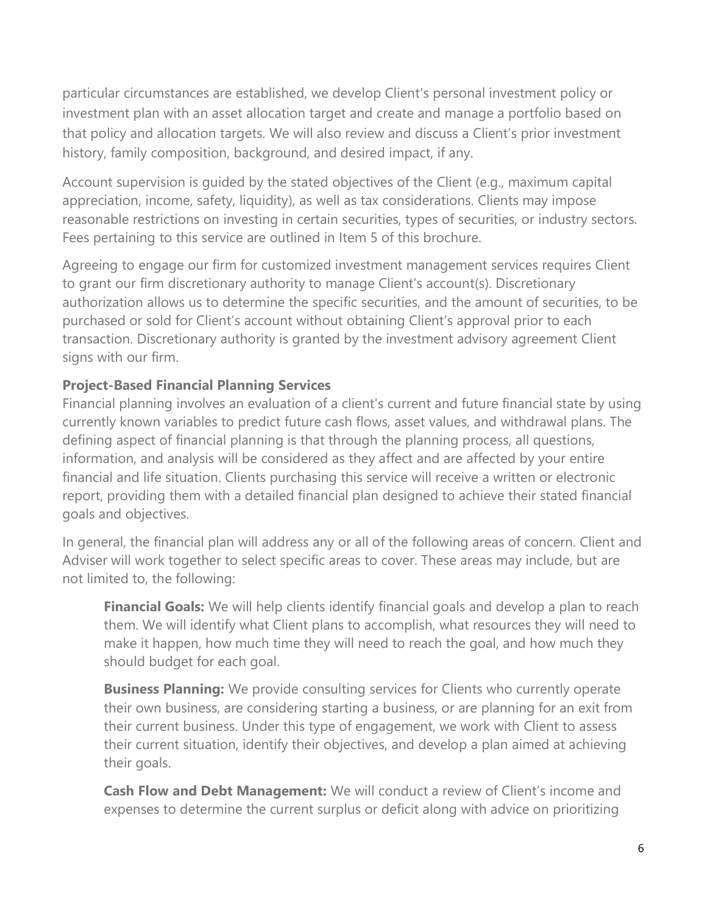particular circumstances are established, we develop Client's personal investment policy or investment plan with an asset allocation target and create and manage a portfolio based on that policy and allocation targets. We will also review and discuss a Client's prior investment history, family composition, background, and desired impact, if any.

Account supervision is guided by the stated objectives of the Client (e.g., maximum capital appreciation, income, safety, liquidity), as well as tax considerations. Clients may impose reasonable restrictions on investing in certain securities, types of securities, or industry sectors. Fees pertaining to this service are outlined in Item 5 of this brochure.

Agreeing to engage our firm for customized investment management services requires Client to grant our firm discretionary authority to manage Client's account(s). Discretionary authorization allows us to determine the specific securities, and the amount of securities, to be purchased or sold for Client's account without obtaining Client's approval prior to each transaction. Discretionary authority is granted by the investment advisory agreement Client signs with our firm.

**Project-Based Financial Planning Services**

Financial planning involves an evaluation of a client's current and future financial state by using currently known variables to predict future cash flows, asset values, and withdrawal plans. The defining aspect of financial planning is that through the planning process, all questions, information, and analysis will be considered as they affect and are affected by your entire financial and life situation. Clients purchasing this service will receive a written or electronic report, providing them with a detailed financial plan designed to achieve their stated financial goals and objectives.

In general, the financial plan will address any or all of the following areas of concern. Client and Adviser will work together to select specific areas to cover. These areas may include, but are not limited to, the following:

**Financial Goals:** We will help clients identify financial goals and develop a plan to reach them. We will identify what Client plans to accomplish, what resources they will need to make it happen, how much time they will need to reach the goal, and how much they should budget for each goal.

**Business Planning:** We provide consulting services for Clients who currently operate their own business, are considering starting a business, or are planning for an exit from their current business. Under this type of engagement, we work with Client to assess their current situation, identify their objectives, and develop a plan aimed at achieving their goals.

**Cash Flow and Debt Management:** We will conduct a review of Client's income and expenses to determine the current surplus or deficit along with advice on prioritizing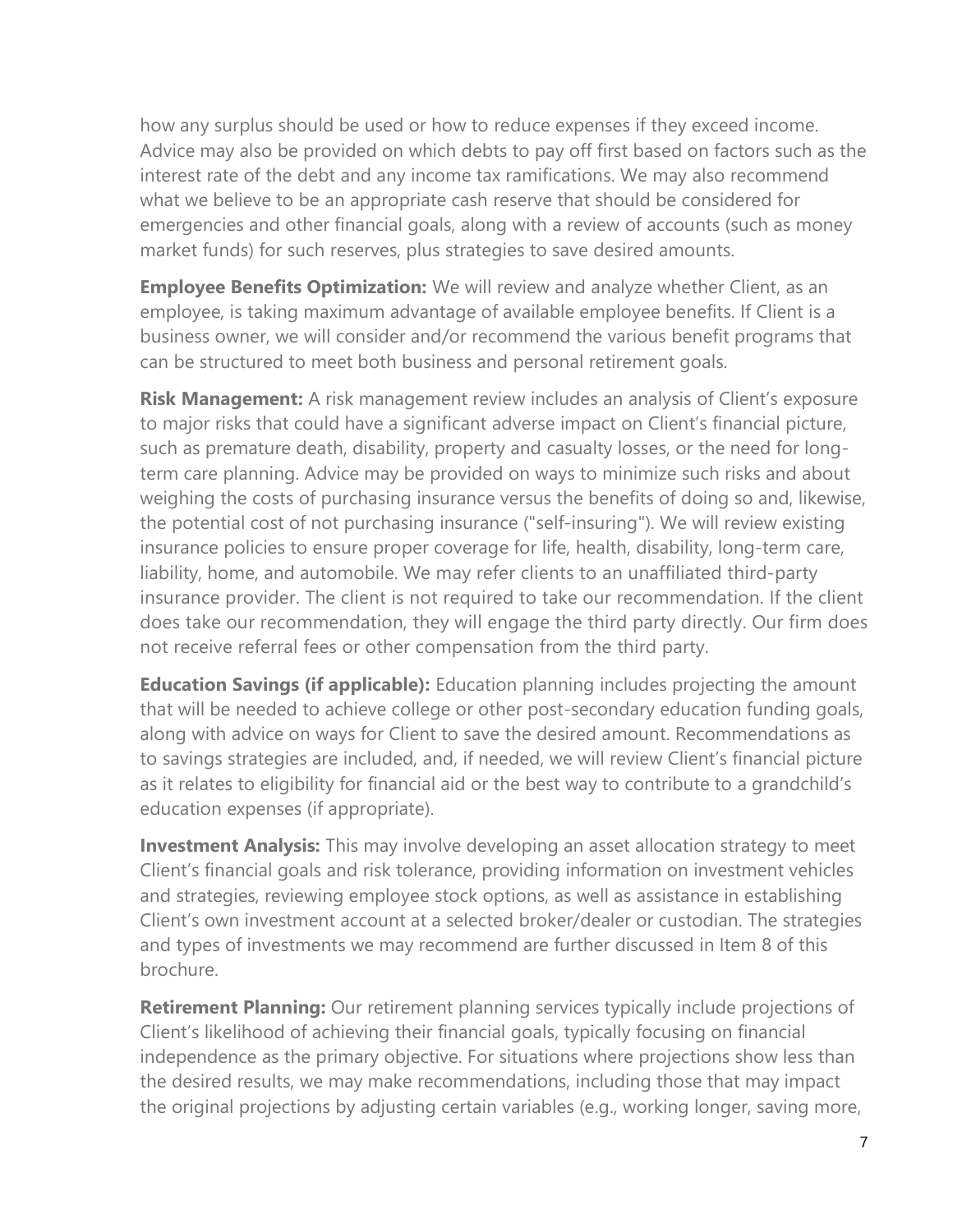how any surplus should be used or how to reduce expenses if they exceed income. Advice may also be provided on which debts to pay off first based on factors such as the interest rate of the debt and any income tax ramifications. We may also recommend what we believe to be an appropriate cash reserve that should be considered for emergencies and other financial goals, along with a review of accounts (such as money market funds) for such reserves, plus strategies to save desired amounts.

**Employee Benefits Optimization:** We will review and analyze whether Client, as an employee, is taking maximum advantage of available employee benefits. If Client is a business owner, we will consider and/or recommend the various benefit programs that can be structured to meet both business and personal retirement goals.

**Risk Management:** A risk management review includes an analysis of Client's exposure to major risks that could have a significant adverse impact on Client's financial picture, such as premature death, disability, property and casualty losses, or the need for long-term care planning. Advice may be provided on ways to minimize such risks and about weighing the costs of purchasing insurance versus the benefits of doing so and, likewise, the potential cost of not purchasing insurance ("self-insuring"). We will review existing insurance policies to ensure proper coverage for life, health, disability, long-term care, liability, home, and automobile. We may refer clients to an unaffiliated third-party insurance provider. The client is not required to take our recommendation. If the client does take our recommendation, they will engage the third party directly. Our firm does not receive referral fees or other compensation from the third party.

**Education Savings (if applicable):** Education planning includes projecting the amount that will be needed to achieve college or other post-secondary education funding goals, along with advice on ways for Client to save the desired amount. Recommendations as to savings strategies are included, and, if needed, we will review Client's financial picture as it relates to eligibility for financial aid or the best way to contribute to a grandchild's education expenses (if appropriate).

**Investment Analysis:** This may involve developing an asset allocation strategy to meet Client's financial goals and risk tolerance, providing information on investment vehicles and strategies, reviewing employee stock options, as well as assistance in establishing Client's own investment account at a selected broker/dealer or custodian. The strategies and types of investments we may recommend are further discussed in Item 8 of this brochure.

**Retirement Planning:** Our retirement planning services typically include projections of Client's likelihood of achieving their financial goals, typically focusing on financial independence as the primary objective. For situations where projections show less than the desired results, we may make recommendations, including those that may impact the original projections by adjusting certain variables (e.g., working longer, saving more,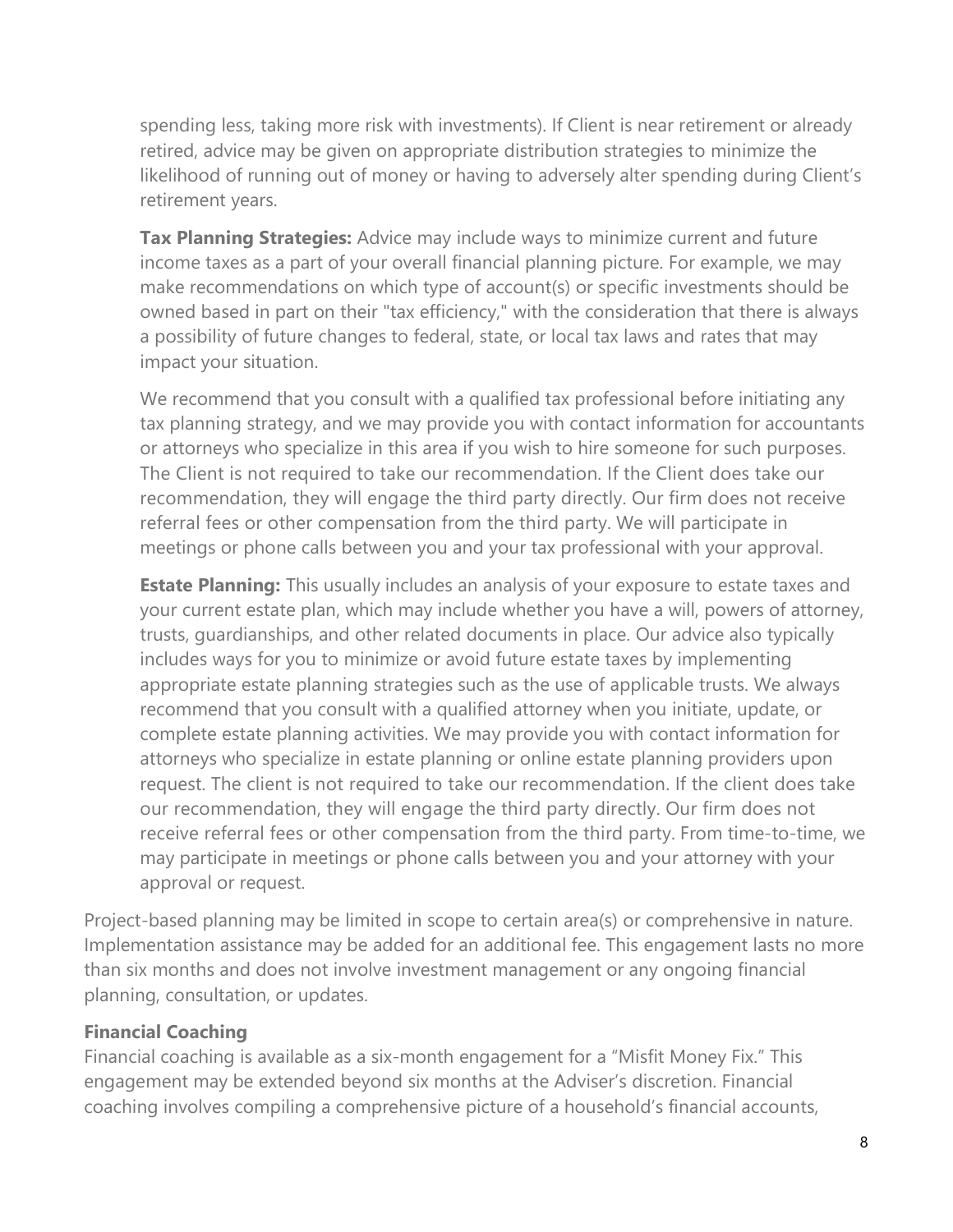spending less, taking more risk with investments). If Client is near retirement or already retired, advice may be given on appropriate distribution strategies to minimize the likelihood of running out of money or having to adversely alter spending during Client's retirement years.

**Tax Planning Strategies:** Advice may include ways to minimize current and future income taxes as a part of your overall financial planning picture. For example, we may make recommendations on which type of account(s) or specific investments should be owned based in part on their "tax efficiency," with the consideration that there is always a possibility of future changes to federal, state, or local tax laws and rates that may impact your situation.

We recommend that you consult with a qualified tax professional before initiating any tax planning strategy, and we may provide you with contact information for accountants or attorneys who specialize in this area if you wish to hire someone for such purposes. The Client is not required to take our recommendation. If the Client does take our recommendation, they will engage the third party directly. Our firm does not receive referral fees or other compensation from the third party. We will participate in meetings or phone calls between you and your tax professional with your approval.

**Estate Planning:** This usually includes an analysis of your exposure to estate taxes and your current estate plan, which may include whether you have a will, powers of attorney, trusts, guardianships, and other related documents in place. Our advice also typically includes ways for you to minimize or avoid future estate taxes by implementing appropriate estate planning strategies such as the use of applicable trusts. We always recommend that you consult with a qualified attorney when you initiate, update, or complete estate planning activities. We may provide you with contact information for attorneys who specialize in estate planning or online estate planning providers upon request. The client is not required to take our recommendation. If the client does take our recommendation, they will engage the third party directly. Our firm does not receive referral fees or other compensation from the third party. From time-to-time, we may participate in meetings or phone calls between you and your attorney with your approval or request.

Project-based planning may be limited in scope to certain area(s) or comprehensive in nature. Implementation assistance may be added for an additional fee. This engagement lasts no more than six months and does not involve investment management or any ongoing financial planning, consultation, or updates.

**Financial Coaching**

Financial coaching is available as a six-month engagement for a "Misfit Money Fix." This engagement may be extended beyond six months at the Adviser's discretion. Financial coaching involves compiling a comprehensive picture of a household's financial accounts,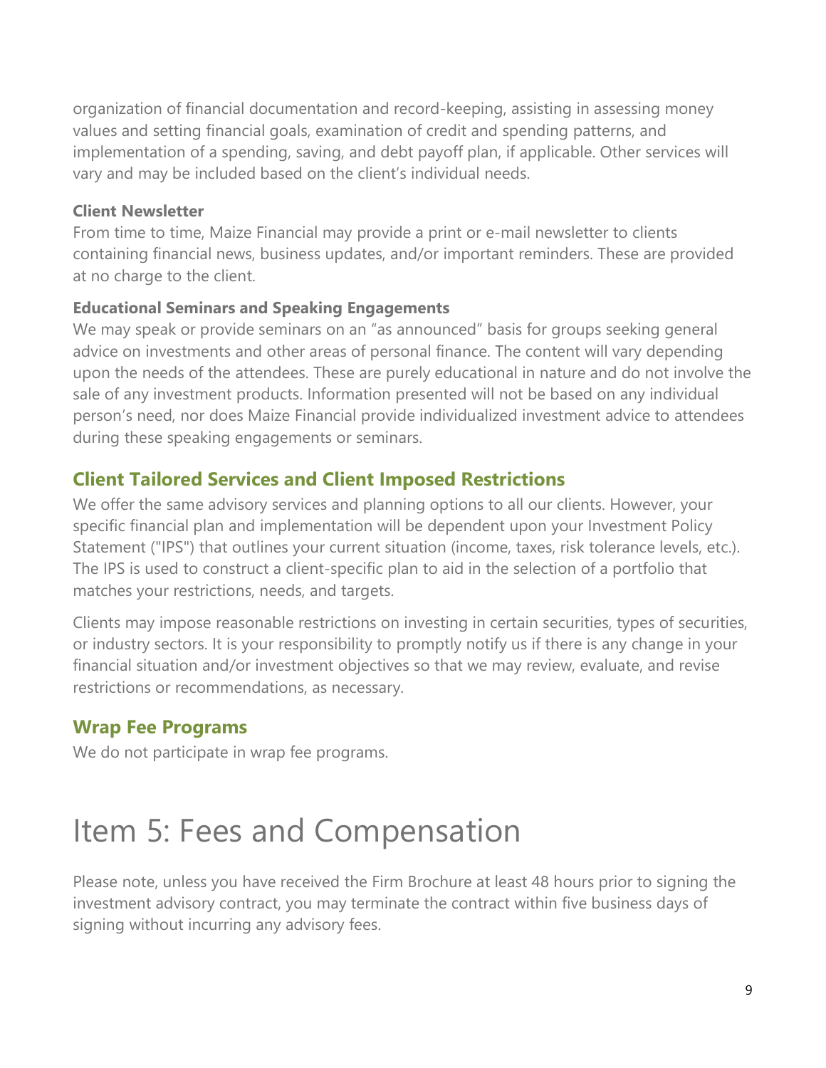organization of financial documentation and record-keeping, assisting in assessing money values and setting financial goals, examination of credit and spending patterns, and implementation of a spending, saving, and debt payoff plan, if applicable. Other services will vary and may be included based on the client's individual needs.

**Client Newsletter**

From time to time, Maize Financial may provide a print or e-mail newsletter to clients containing financial news, business updates, and/or important reminders. These are provided at no charge to the client.

**Educational Seminars and Speaking Engagements**

We may speak or provide seminars on an "as announced" basis for groups seeking general advice on investments and other areas of personal finance. The content will vary depending upon the needs of the attendees. These are purely educational in nature and do not involve the sale of any investment products. Information presented will not be based on any individual person's need, nor does Maize Financial provide individualized investment advice to attendees during these speaking engagements or seminars.

## Client Tailored Services and Client Imposed Restrictions

We offer the same advisory services and planning options to all our clients. However, your specific financial plan and implementation will be dependent upon your Investment Policy Statement ("IPS") that outlines your current situation (income, taxes, risk tolerance levels, etc.). The IPS is used to construct a client-specific plan to aid in the selection of a portfolio that matches your restrictions, needs, and targets.

Clients may impose reasonable restrictions on investing in certain securities, types of securities, or industry sectors. It is your responsibility to promptly notify us if there is any change in your financial situation and/or investment objectives so that we may review, evaluate, and revise restrictions or recommendations, as necessary.

## Wrap Fee Programs

We do not participate in wrap fee programs.

# Item 5: Fees and Compensation

Please note, unless you have received the Firm Brochure at least 48 hours prior to signing the investment advisory contract, you may terminate the contract within five business days of signing without incurring any advisory fees.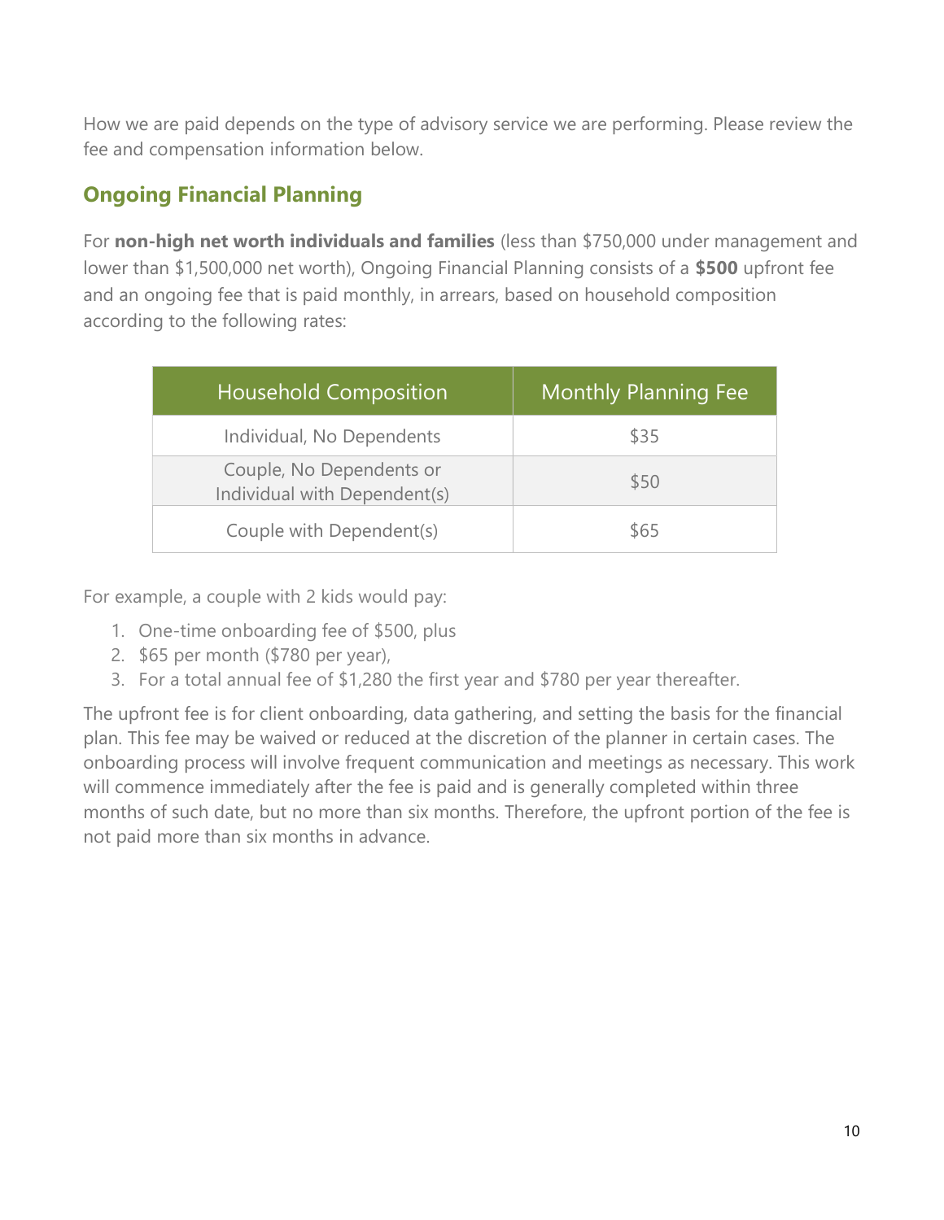How we are paid depends on the type of advisory service we are performing. Please review the fee and compensation information below.

## Ongoing Financial Planning

For **non-high net worth individuals and families** (less than $750,000 under management and lower than $1,500,000 net worth), Ongoing Financial Planning consists of a **$500** upfront fee and an ongoing fee that is paid monthly, in arrears, based on household composition according to the following rates:

| Household Composition | Monthly Planning Fee |
| --- | --- |
| Individual, No Dependents | $35 |
| Couple, No Dependents or Individual with Dependent(s) | $50 |
| Couple with Dependent(s) | $65 |

For example, a couple with 2 kids would pay:

1. One-time onboarding fee of $500, plus
2. $65 per month ($780 per year),
3. For a total annual fee of $1,280 the first year and $780 per year thereafter.

The upfront fee is for client onboarding, data gathering, and setting the basis for the financial plan. This fee may be waived or reduced at the discretion of the planner in certain cases. The onboarding process will involve frequent communication and meetings as necessary. This work will commence immediately after the fee is paid and is generally completed within three months of such date, but no more than six months. Therefore, the upfront portion of the fee is not paid more than six months in advance.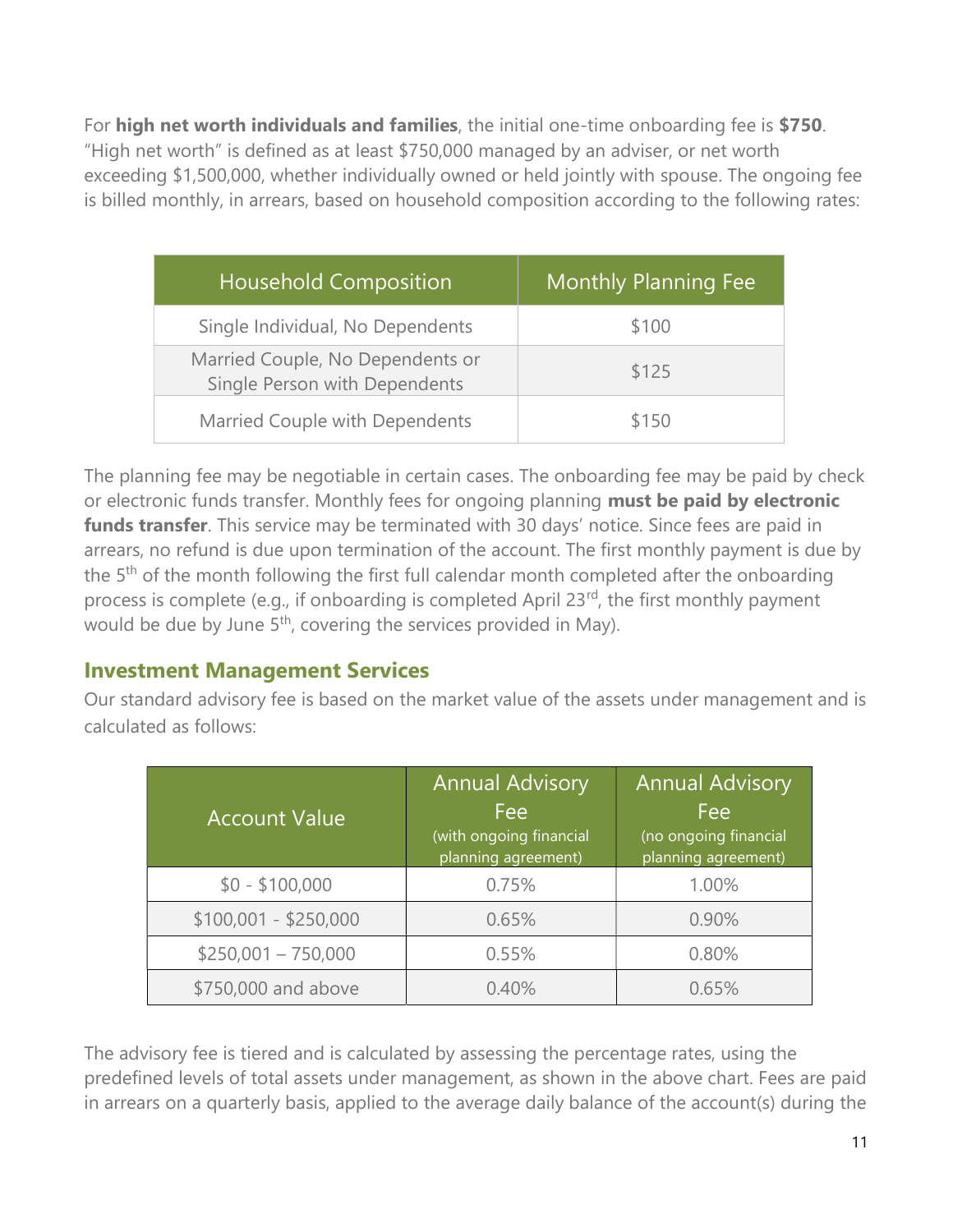For **high net worth individuals and families**, the initial one-time onboarding fee is **$750**. "High net worth" is defined as at least $750,000 managed by an adviser, or net worth exceeding $1,500,000, whether individually owned or held jointly with spouse. The ongoing fee is billed monthly, in arrears, based on household composition according to the following rates:

| Household Composition | Monthly Planning Fee |
| --- | --- |
| Single Individual, No Dependents | $100 |
| Married Couple, No Dependents or Single Person with Dependents | $125 |
| Married Couple with Dependents | $150 |

The planning fee may be negotiable in certain cases. The onboarding fee may be paid by check or electronic funds transfer. Monthly fees for ongoing planning **must be paid by electronic funds transfer**. This service may be terminated with 30 days' notice. Since fees are paid in arrears, no refund is due upon termination of the account. The first monthly payment is due by the 5th of the month following the first full calendar month completed after the onboarding process is complete (e.g., if onboarding is completed April 23rd, the first monthly payment would be due by June 5th, covering the services provided in May).

## Investment Management Services

Our standard advisory fee is based on the market value of the assets under management and is calculated as follows:

| Account Value | Annual Advisory Fee (with ongoing financial planning agreement) | Annual Advisory Fee (no ongoing financial planning agreement) |
| --- | --- | --- |
| $0 - $100,000 | 0.75% | 1.00% |
| $100,001 - $250,000 | 0.65% | 0.90% |
| $250,001 – 750,000 | 0.55% | 0.80% |
| $750,000 and above | 0.40% | 0.65% |

The advisory fee is tiered and is calculated by assessing the percentage rates, using the predefined levels of total assets under management, as shown in the above chart. Fees are paid in arrears on a quarterly basis, applied to the average daily balance of the account(s) during the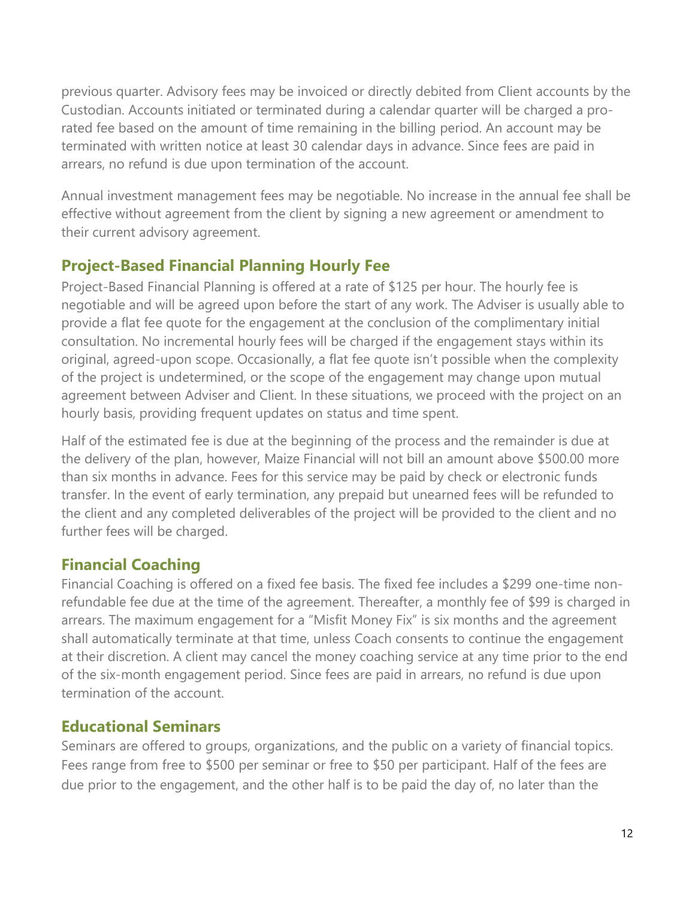previous quarter. Advisory fees may be invoiced or directly debited from Client accounts by the Custodian. Accounts initiated or terminated during a calendar quarter will be charged a pro-rated fee based on the amount of time remaining in the billing period. An account may be terminated with written notice at least 30 calendar days in advance. Since fees are paid in arrears, no refund is due upon termination of the account.

Annual investment management fees may be negotiable. No increase in the annual fee shall be effective without agreement from the client by signing a new agreement or amendment to their current advisory agreement.

## Project-Based Financial Planning Hourly Fee

Project-Based Financial Planning is offered at a rate of $125 per hour. The hourly fee is negotiable and will be agreed upon before the start of any work. The Adviser is usually able to provide a flat fee quote for the engagement at the conclusion of the complimentary initial consultation. No incremental hourly fees will be charged if the engagement stays within its original, agreed-upon scope. Occasionally, a flat fee quote isn't possible when the complexity of the project is undetermined, or the scope of the engagement may change upon mutual agreement between Adviser and Client. In these situations, we proceed with the project on an hourly basis, providing frequent updates on status and time spent.

Half of the estimated fee is due at the beginning of the process and the remainder is due at the delivery of the plan, however, Maize Financial will not bill an amount above $500.00 more than six months in advance. Fees for this service may be paid by check or electronic funds transfer. In the event of early termination, any prepaid but unearned fees will be refunded to the client and any completed deliverables of the project will be provided to the client and no further fees will be charged.

## Financial Coaching

Financial Coaching is offered on a fixed fee basis. The fixed fee includes a $299 one-time non-refundable fee due at the time of the agreement. Thereafter, a monthly fee of $99 is charged in arrears. The maximum engagement for a "Misfit Money Fix" is six months and the agreement shall automatically terminate at that time, unless Coach consents to continue the engagement at their discretion. A client may cancel the money coaching service at any time prior to the end of the six-month engagement period. Since fees are paid in arrears, no refund is due upon termination of the account.

## Educational Seminars

Seminars are offered to groups, organizations, and the public on a variety of financial topics. Fees range from free to $500 per seminar or free to $50 per participant. Half of the fees are due prior to the engagement, and the other half is to be paid the day of, no later than the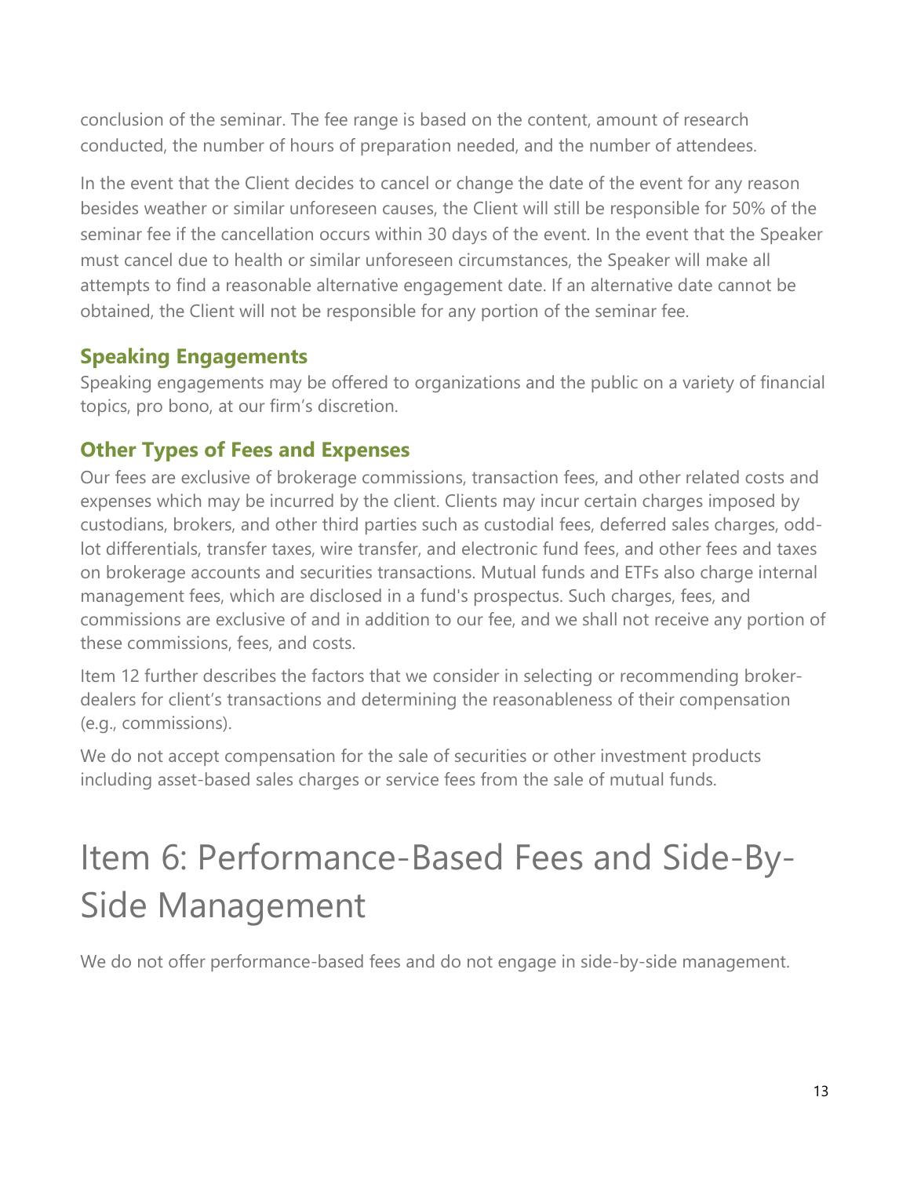conclusion of the seminar. The fee range is based on the content, amount of research conducted, the number of hours of preparation needed, and the number of attendees.

In the event that the Client decides to cancel or change the date of the event for any reason besides weather or similar unforeseen causes, the Client will still be responsible for 50% of the seminar fee if the cancellation occurs within 30 days of the event. In the event that the Speaker must cancel due to health or similar unforeseen circumstances, the Speaker will make all attempts to find a reasonable alternative engagement date. If an alternative date cannot be obtained, the Client will not be responsible for any portion of the seminar fee.

### Speaking Engagements

Speaking engagements may be offered to organizations and the public on a variety of financial topics, pro bono, at our firm's discretion.

### Other Types of Fees and Expenses

Our fees are exclusive of brokerage commissions, transaction fees, and other related costs and expenses which may be incurred by the client. Clients may incur certain charges imposed by custodians, brokers, and other third parties such as custodial fees, deferred sales charges, odd-lot differentials, transfer taxes, wire transfer, and electronic fund fees, and other fees and taxes on brokerage accounts and securities transactions. Mutual funds and ETFs also charge internal management fees, which are disclosed in a fund's prospectus. Such charges, fees, and commissions are exclusive of and in addition to our fee, and we shall not receive any portion of these commissions, fees, and costs.

Item 12 further describes the factors that we consider in selecting or recommending broker-dealers for client's transactions and determining the reasonableness of their compensation (e.g., commissions).

We do not accept compensation for the sale of securities or other investment products including asset-based sales charges or service fees from the sale of mutual funds.

# Item 6: Performance-Based Fees and Side-By-Side Management

We do not offer performance-based fees and do not engage in side-by-side management.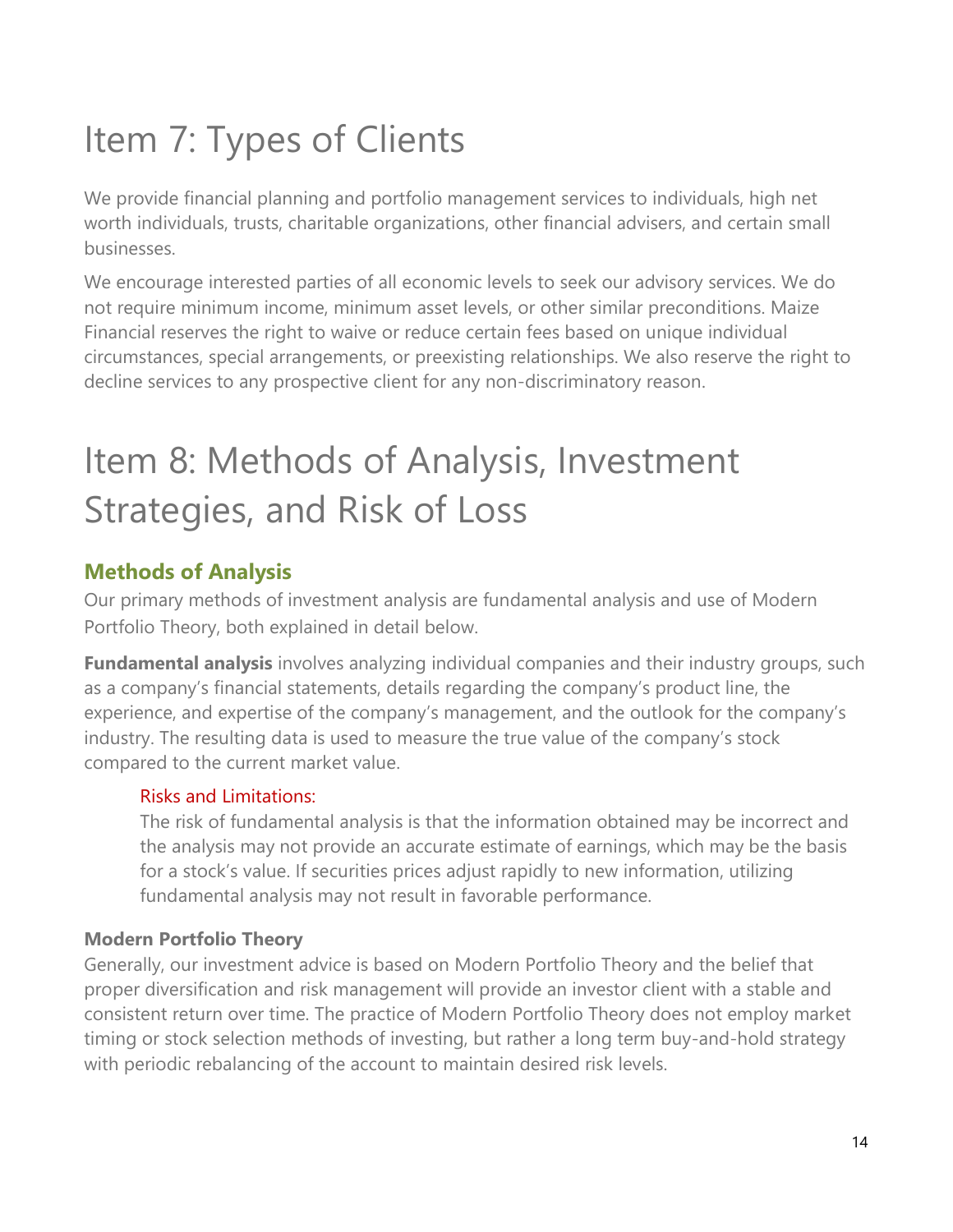# Item 7: Types of Clients

We provide financial planning and portfolio management services to individuals, high net worth individuals, trusts, charitable organizations, other financial advisers, and certain small businesses.

We encourage interested parties of all economic levels to seek our advisory services. We do not require minimum income, minimum asset levels, or other similar preconditions. Maize Financial reserves the right to waive or reduce certain fees based on unique individual circumstances, special arrangements, or preexisting relationships. We also reserve the right to decline services to any prospective client for any non-discriminatory reason.

# Item 8: Methods of Analysis, Investment Strategies, and Risk of Loss

## Methods of Analysis

Our primary methods of investment analysis are fundamental analysis and use of Modern Portfolio Theory, both explained in detail below.

**Fundamental analysis** involves analyzing individual companies and their industry groups, such as a company's financial statements, details regarding the company's product line, the experience, and expertise of the company's management, and the outlook for the company's industry. The resulting data is used to measure the true value of the company's stock compared to the current market value.

> Risks and Limitations:
>
> The risk of fundamental analysis is that the information obtained may be incorrect and the analysis may not provide an accurate estimate of earnings, which may be the basis for a stock's value. If securities prices adjust rapidly to new information, utilizing fundamental analysis may not result in favorable performance.

**Modern Portfolio Theory**

Generally, our investment advice is based on Modern Portfolio Theory and the belief that proper diversification and risk management will provide an investor client with a stable and consistent return over time. The practice of Modern Portfolio Theory does not employ market timing or stock selection methods of investing, but rather a long term buy-and-hold strategy with periodic rebalancing of the account to maintain desired risk levels.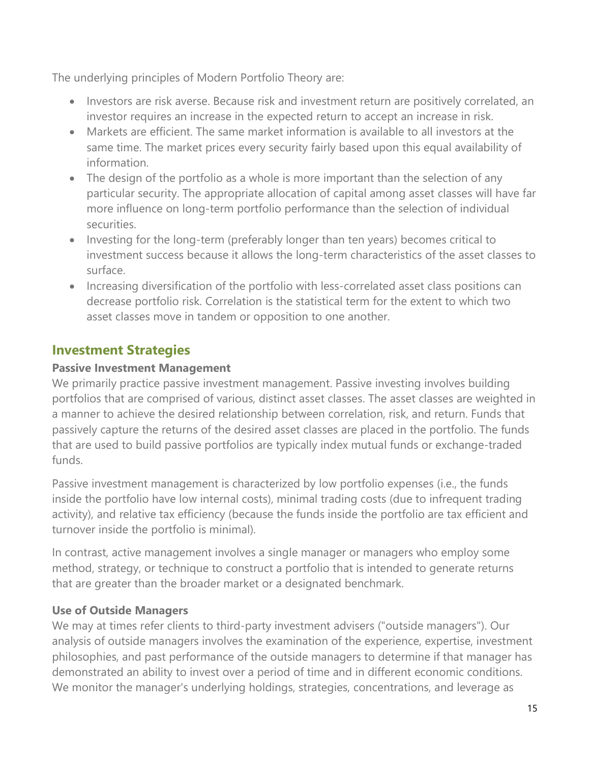The underlying principles of Modern Portfolio Theory are:

- Investors are risk averse. Because risk and investment return are positively correlated, an investor requires an increase in the expected return to accept an increase in risk.
- Markets are efficient. The same market information is available to all investors at the same time. The market prices every security fairly based upon this equal availability of information.
- The design of the portfolio as a whole is more important than the selection of any particular security. The appropriate allocation of capital among asset classes will have far more influence on long-term portfolio performance than the selection of individual securities.
- Investing for the long-term (preferably longer than ten years) becomes critical to investment success because it allows the long-term characteristics of the asset classes to surface.
- Increasing diversification of the portfolio with less-correlated asset class positions can decrease portfolio risk. Correlation is the statistical term for the extent to which two asset classes move in tandem or opposition to one another.

## Investment Strategies

**Passive Investment Management**

We primarily practice passive investment management. Passive investing involves building portfolios that are comprised of various, distinct asset classes. The asset classes are weighted in a manner to achieve the desired relationship between correlation, risk, and return. Funds that passively capture the returns of the desired asset classes are placed in the portfolio. The funds that are used to build passive portfolios are typically index mutual funds or exchange-traded funds.

Passive investment management is characterized by low portfolio expenses (i.e., the funds inside the portfolio have low internal costs), minimal trading costs (due to infrequent trading activity), and relative tax efficiency (because the funds inside the portfolio are tax efficient and turnover inside the portfolio is minimal).

In contrast, active management involves a single manager or managers who employ some method, strategy, or technique to construct a portfolio that is intended to generate returns that are greater than the broader market or a designated benchmark.

**Use of Outside Managers**

We may at times refer clients to third-party investment advisers ("outside managers"). Our analysis of outside managers involves the examination of the experience, expertise, investment philosophies, and past performance of the outside managers to determine if that manager has demonstrated an ability to invest over a period of time and in different economic conditions. We monitor the manager's underlying holdings, strategies, concentrations, and leverage as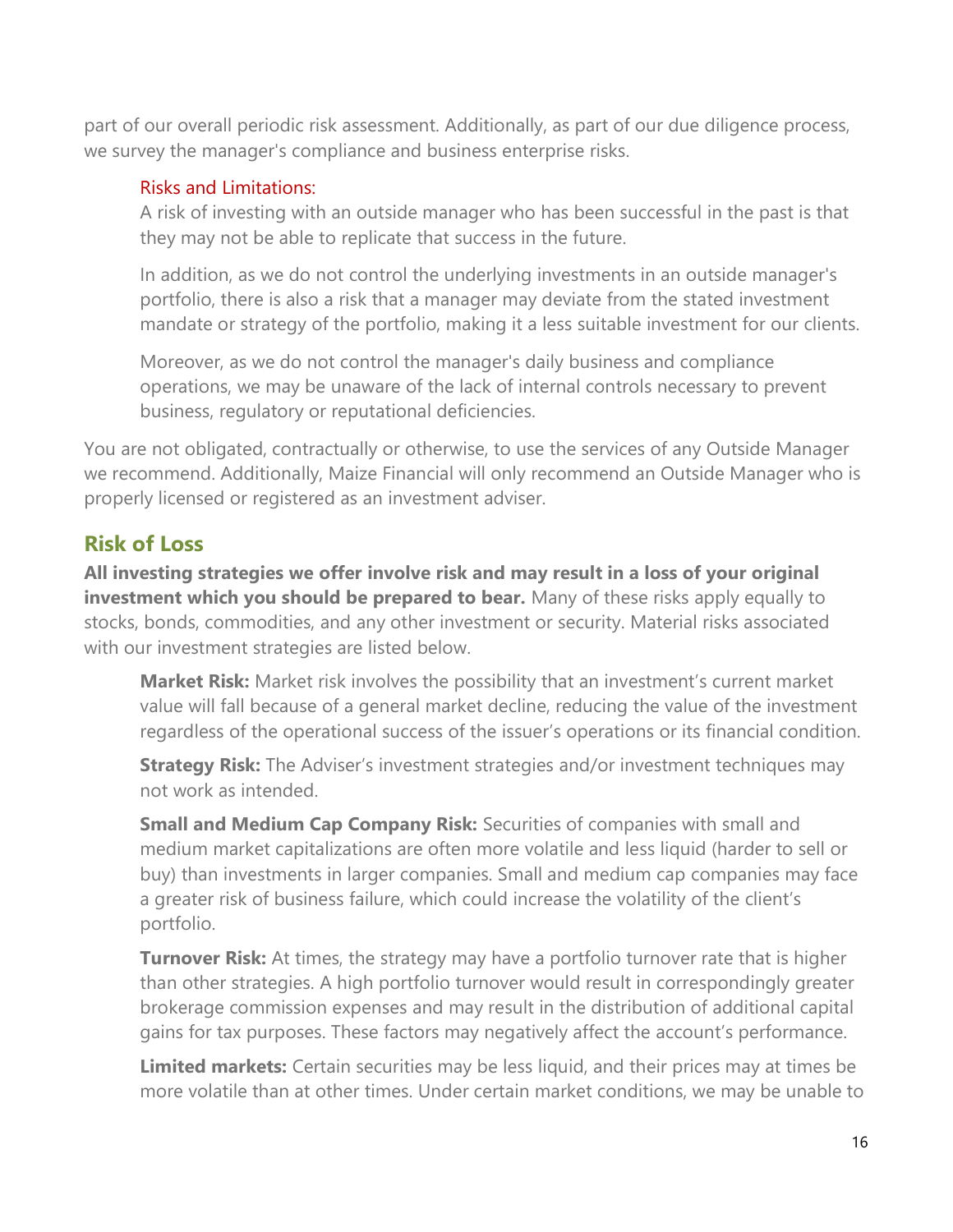part of our overall periodic risk assessment. Additionally, as part of our due diligence process, we survey the manager's compliance and business enterprise risks.

Risks and Limitations:

A risk of investing with an outside manager who has been successful in the past is that they may not be able to replicate that success in the future.

In addition, as we do not control the underlying investments in an outside manager's portfolio, there is also a risk that a manager may deviate from the stated investment mandate or strategy of the portfolio, making it a less suitable investment for our clients.

Moreover, as we do not control the manager's daily business and compliance operations, we may be unaware of the lack of internal controls necessary to prevent business, regulatory or reputational deficiencies.

You are not obligated, contractually or otherwise, to use the services of any Outside Manager we recommend. Additionally, Maize Financial will only recommend an Outside Manager who is properly licensed or registered as an investment adviser.

## Risk of Loss

**All investing strategies we offer involve risk and may result in a loss of your original investment which you should be prepared to bear.** Many of these risks apply equally to stocks, bonds, commodities, and any other investment or security. Material risks associated with our investment strategies are listed below.

**Market Risk:** Market risk involves the possibility that an investment's current market value will fall because of a general market decline, reducing the value of the investment regardless of the operational success of the issuer's operations or its financial condition.

**Strategy Risk:** The Adviser's investment strategies and/or investment techniques may not work as intended.

**Small and Medium Cap Company Risk:** Securities of companies with small and medium market capitalizations are often more volatile and less liquid (harder to sell or buy) than investments in larger companies. Small and medium cap companies may face a greater risk of business failure, which could increase the volatility of the client's portfolio.

**Turnover Risk:** At times, the strategy may have a portfolio turnover rate that is higher than other strategies. A high portfolio turnover would result in correspondingly greater brokerage commission expenses and may result in the distribution of additional capital gains for tax purposes. These factors may negatively affect the account's performance.

**Limited markets:** Certain securities may be less liquid, and their prices may at times be more volatile than at other times. Under certain market conditions, we may be unable to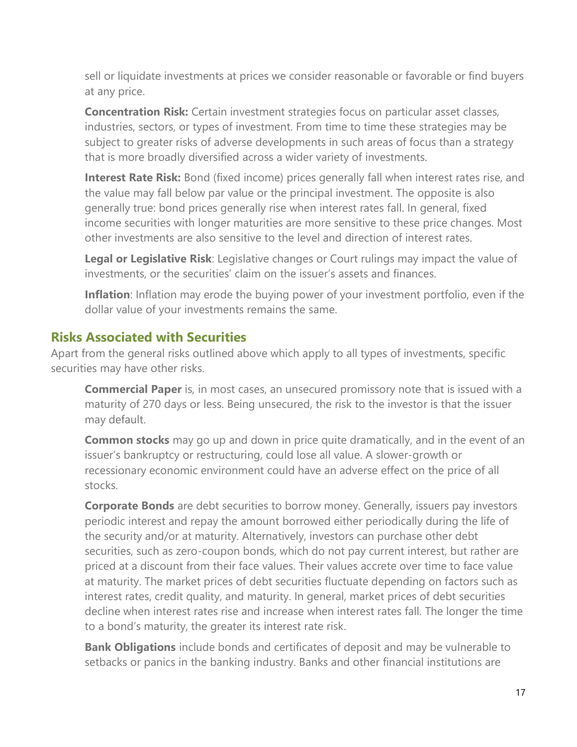sell or liquidate investments at prices we consider reasonable or favorable or find buyers at any price.

**Concentration Risk:** Certain investment strategies focus on particular asset classes, industries, sectors, or types of investment. From time to time these strategies may be subject to greater risks of adverse developments in such areas of focus than a strategy that is more broadly diversified across a wider variety of investments.

**Interest Rate Risk:** Bond (fixed income) prices generally fall when interest rates rise, and the value may fall below par value or the principal investment. The opposite is also generally true: bond prices generally rise when interest rates fall. In general, fixed income securities with longer maturities are more sensitive to these price changes. Most other investments are also sensitive to the level and direction of interest rates.

**Legal or Legislative Risk**: Legislative changes or Court rulings may impact the value of investments, or the securities' claim on the issuer's assets and finances.

**Inflation**: Inflation may erode the buying power of your investment portfolio, even if the dollar value of your investments remains the same.

## Risks Associated with Securities

Apart from the general risks outlined above which apply to all types of investments, specific securities may have other risks.

**Commercial Paper** is, in most cases, an unsecured promissory note that is issued with a maturity of 270 days or less. Being unsecured, the risk to the investor is that the issuer may default.

**Common stocks** may go up and down in price quite dramatically, and in the event of an issuer's bankruptcy or restructuring, could lose all value. A slower-growth or recessionary economic environment could have an adverse effect on the price of all stocks.

**Corporate Bonds** are debt securities to borrow money. Generally, issuers pay investors periodic interest and repay the amount borrowed either periodically during the life of the security and/or at maturity. Alternatively, investors can purchase other debt securities, such as zero-coupon bonds, which do not pay current interest, but rather are priced at a discount from their face values. Their values accrete over time to face value at maturity. The market prices of debt securities fluctuate depending on factors such as interest rates, credit quality, and maturity. In general, market prices of debt securities decline when interest rates rise and increase when interest rates fall. The longer the time to a bond's maturity, the greater its interest rate risk.

**Bank Obligations** include bonds and certificates of deposit and may be vulnerable to setbacks or panics in the banking industry. Banks and other financial institutions are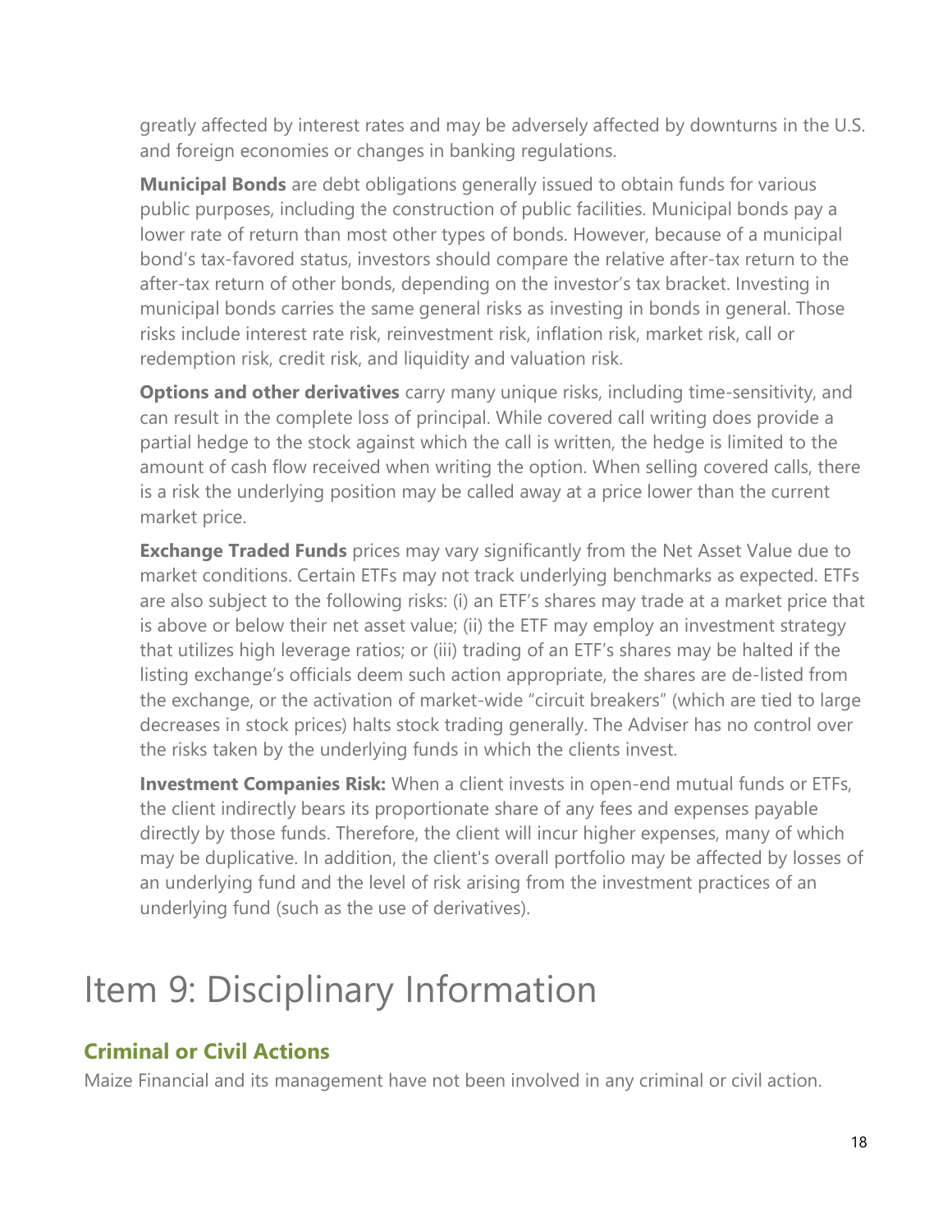greatly affected by interest rates and may be adversely affected by downturns in the U.S. and foreign economies or changes in banking regulations.

**Municipal Bonds** are debt obligations generally issued to obtain funds for various public purposes, including the construction of public facilities. Municipal bonds pay a lower rate of return than most other types of bonds. However, because of a municipal bond's tax-favored status, investors should compare the relative after-tax return to the after-tax return of other bonds, depending on the investor's tax bracket. Investing in municipal bonds carries the same general risks as investing in bonds in general. Those risks include interest rate risk, reinvestment risk, inflation risk, market risk, call or redemption risk, credit risk, and liquidity and valuation risk.

**Options and other derivatives** carry many unique risks, including time-sensitivity, and can result in the complete loss of principal. While covered call writing does provide a partial hedge to the stock against which the call is written, the hedge is limited to the amount of cash flow received when writing the option. When selling covered calls, there is a risk the underlying position may be called away at a price lower than the current market price.

**Exchange Traded Funds** prices may vary significantly from the Net Asset Value due to market conditions. Certain ETFs may not track underlying benchmarks as expected. ETFs are also subject to the following risks: (i) an ETF's shares may trade at a market price that is above or below their net asset value; (ii) the ETF may employ an investment strategy that utilizes high leverage ratios; or (iii) trading of an ETF's shares may be halted if the listing exchange's officials deem such action appropriate, the shares are de-listed from the exchange, or the activation of market-wide "circuit breakers" (which are tied to large decreases in stock prices) halts stock trading generally. The Adviser has no control over the risks taken by the underlying funds in which the clients invest.

**Investment Companies Risk:** When a client invests in open-end mutual funds or ETFs, the client indirectly bears its proportionate share of any fees and expenses payable directly by those funds. Therefore, the client will incur higher expenses, many of which may be duplicative. In addition, the client's overall portfolio may be affected by losses of an underlying fund and the level of risk arising from the investment practices of an underlying fund (such as the use of derivatives).

# Item 9: Disciplinary Information

## Criminal or Civil Actions

Maize Financial and its management have not been involved in any criminal or civil action.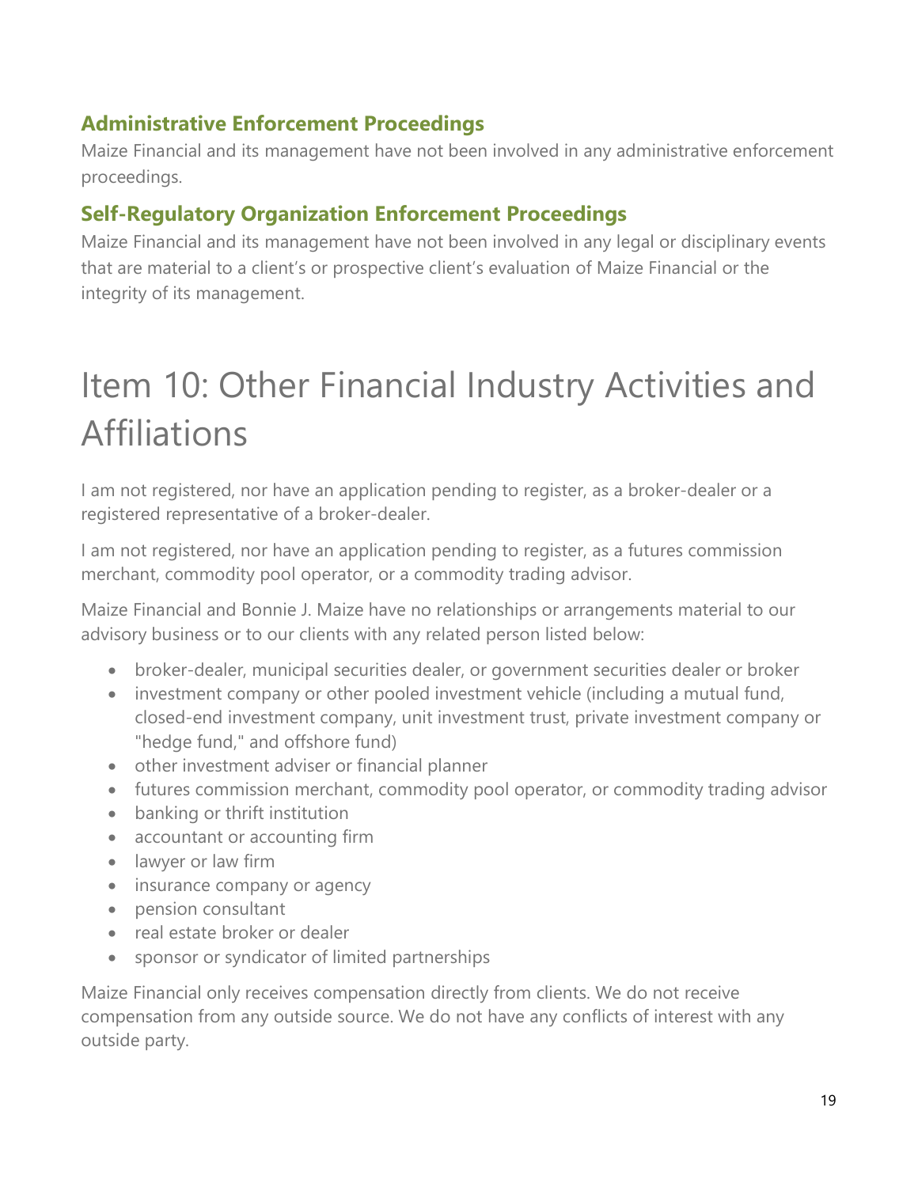### Administrative Enforcement Proceedings

Maize Financial and its management have not been involved in any administrative enforcement proceedings.

### Self-Regulatory Organization Enforcement Proceedings

Maize Financial and its management have not been involved in any legal or disciplinary events that are material to a client's or prospective client's evaluation of Maize Financial or the integrity of its management.

# Item 10: Other Financial Industry Activities and Affiliations

I am not registered, nor have an application pending to register, as a broker-dealer or a registered representative of a broker-dealer.

I am not registered, nor have an application pending to register, as a futures commission merchant, commodity pool operator, or a commodity trading advisor.

Maize Financial and Bonnie J. Maize have no relationships or arrangements material to our advisory business or to our clients with any related person listed below:

- broker-dealer, municipal securities dealer, or government securities dealer or broker
- investment company or other pooled investment vehicle (including a mutual fund, closed-end investment company, unit investment trust, private investment company or "hedge fund," and offshore fund)
- other investment adviser or financial planner
- futures commission merchant, commodity pool operator, or commodity trading advisor
- banking or thrift institution
- accountant or accounting firm
- lawyer or law firm
- insurance company or agency
- pension consultant
- real estate broker or dealer
- sponsor or syndicator of limited partnerships

Maize Financial only receives compensation directly from clients. We do not receive compensation from any outside source. We do not have any conflicts of interest with any outside party.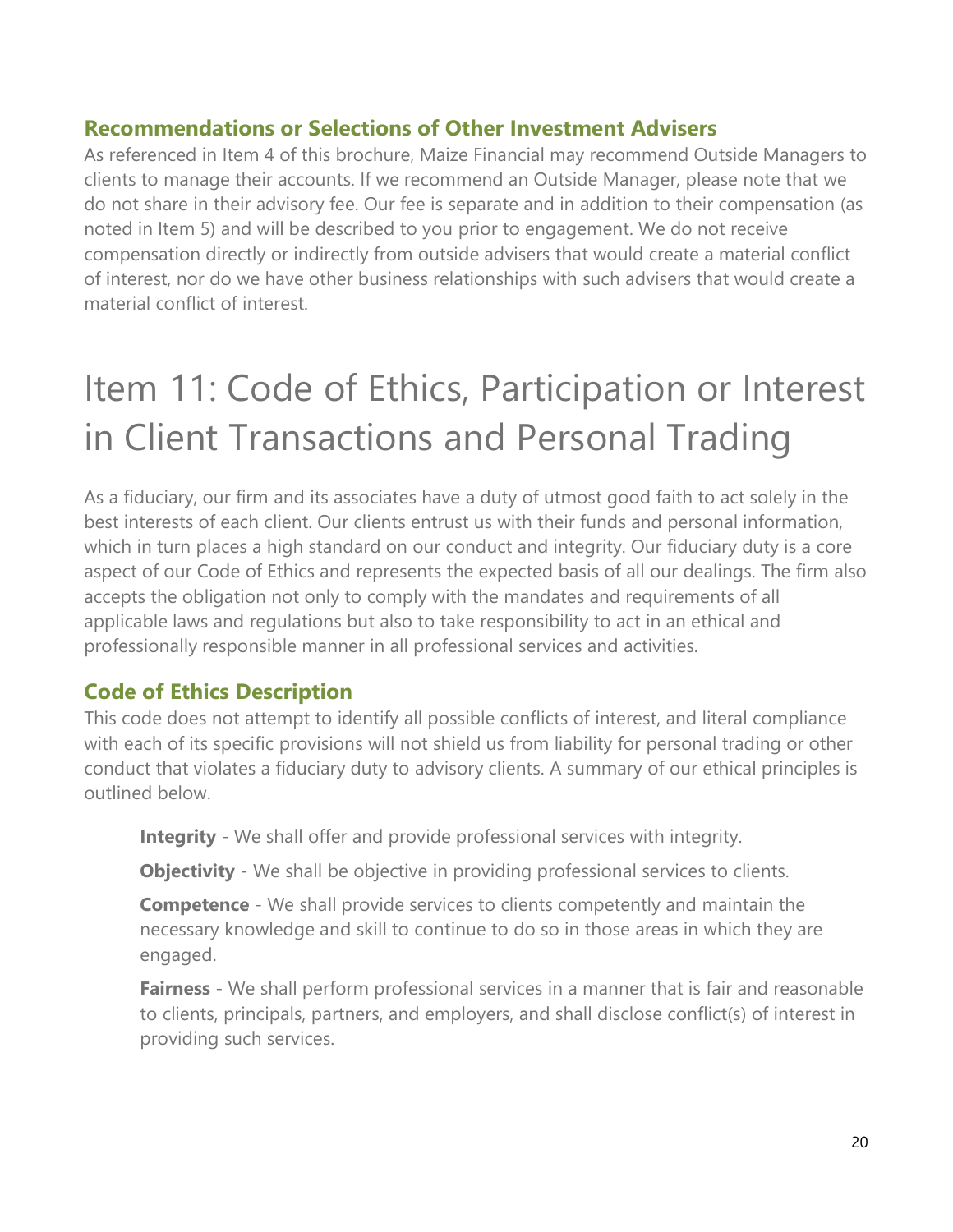### Recommendations or Selections of Other Investment Advisers

As referenced in Item 4 of this brochure, Maize Financial may recommend Outside Managers to clients to manage their accounts. If we recommend an Outside Manager, please note that we do not share in their advisory fee. Our fee is separate and in addition to their compensation (as noted in Item 5) and will be described to you prior to engagement. We do not receive compensation directly or indirectly from outside advisers that would create a material conflict of interest, nor do we have other business relationships with such advisers that would create a material conflict of interest.

# Item 11: Code of Ethics, Participation or Interest in Client Transactions and Personal Trading

As a fiduciary, our firm and its associates have a duty of utmost good faith to act solely in the best interests of each client. Our clients entrust us with their funds and personal information, which in turn places a high standard on our conduct and integrity. Our fiduciary duty is a core aspect of our Code of Ethics and represents the expected basis of all our dealings. The firm also accepts the obligation not only to comply with the mandates and requirements of all applicable laws and regulations but also to take responsibility to act in an ethical and professionally responsible manner in all professional services and activities.

### Code of Ethics Description

This code does not attempt to identify all possible conflicts of interest, and literal compliance with each of its specific provisions will not shield us from liability for personal trading or other conduct that violates a fiduciary duty to advisory clients. A summary of our ethical principles is outlined below.

**Integrity** - We shall offer and provide professional services with integrity.

**Objectivity** - We shall be objective in providing professional services to clients.

**Competence** - We shall provide services to clients competently and maintain the necessary knowledge and skill to continue to do so in those areas in which they are engaged.

**Fairness** - We shall perform professional services in a manner that is fair and reasonable to clients, principals, partners, and employers, and shall disclose conflict(s) of interest in providing such services.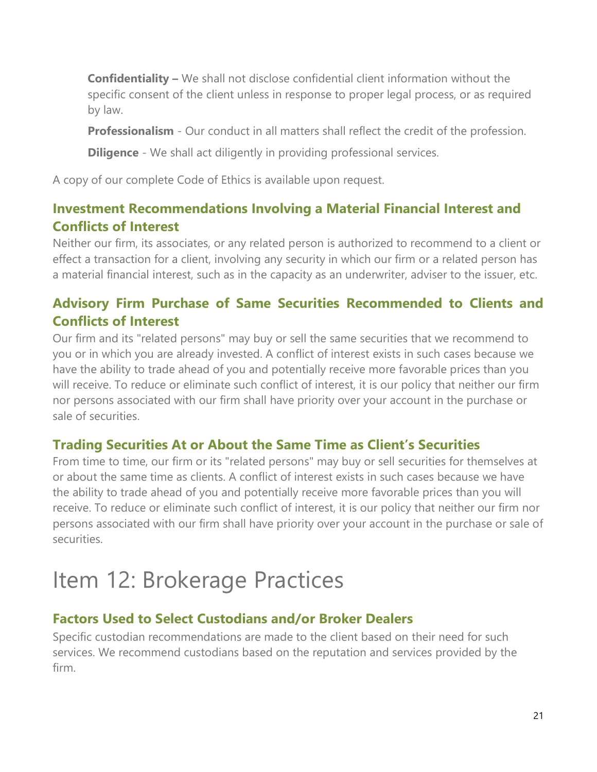**Confidentiality –** We shall not disclose confidential client information without the specific consent of the client unless in response to proper legal process, or as required by law.

**Professionalism** - Our conduct in all matters shall reflect the credit of the profession.

**Diligence** - We shall act diligently in providing professional services.

A copy of our complete Code of Ethics is available upon request.

## Investment Recommendations Involving a Material Financial Interest and Conflicts of Interest

Neither our firm, its associates, or any related person is authorized to recommend to a client or effect a transaction for a client, involving any security in which our firm or a related person has a material financial interest, such as in the capacity as an underwriter, adviser to the issuer, etc.

## Advisory Firm Purchase of Same Securities Recommended to Clients and Conflicts of Interest

Our firm and its "related persons" may buy or sell the same securities that we recommend to you or in which you are already invested. A conflict of interest exists in such cases because we have the ability to trade ahead of you and potentially receive more favorable prices than you will receive. To reduce or eliminate such conflict of interest, it is our policy that neither our firm nor persons associated with our firm shall have priority over your account in the purchase or sale of securities.

## Trading Securities At or About the Same Time as Client's Securities

From time to time, our firm or its "related persons" may buy or sell securities for themselves at or about the same time as clients. A conflict of interest exists in such cases because we have the ability to trade ahead of you and potentially receive more favorable prices than you will receive. To reduce or eliminate such conflict of interest, it is our policy that neither our firm nor persons associated with our firm shall have priority over your account in the purchase or sale of securities.

# Item 12: Brokerage Practices

## Factors Used to Select Custodians and/or Broker Dealers

Specific custodian recommendations are made to the client based on their need for such services. We recommend custodians based on the reputation and services provided by the firm.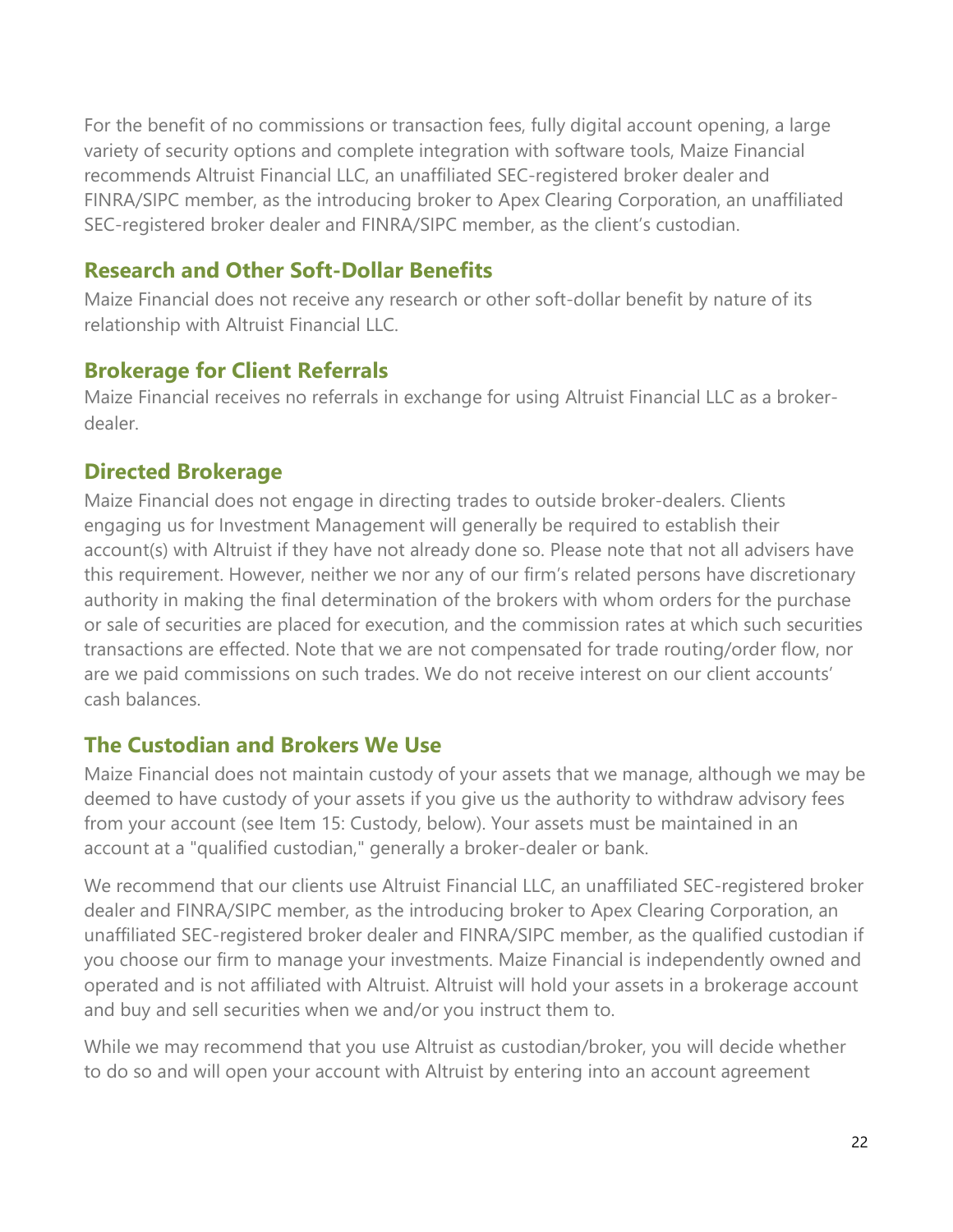For the benefit of no commissions or transaction fees, fully digital account opening, a large variety of security options and complete integration with software tools, Maize Financial recommends Altruist Financial LLC, an unaffiliated SEC-registered broker dealer and FINRA/SIPC member, as the introducing broker to Apex Clearing Corporation, an unaffiliated SEC-registered broker dealer and FINRA/SIPC member, as the client's custodian.

## Research and Other Soft-Dollar Benefits

Maize Financial does not receive any research or other soft-dollar benefit by nature of its relationship with Altruist Financial LLC.

## Brokerage for Client Referrals

Maize Financial receives no referrals in exchange for using Altruist Financial LLC as a broker-dealer.

## Directed Brokerage

Maize Financial does not engage in directing trades to outside broker-dealers. Clients engaging us for Investment Management will generally be required to establish their account(s) with Altruist if they have not already done so. Please note that not all advisers have this requirement. However, neither we nor any of our firm's related persons have discretionary authority in making the final determination of the brokers with whom orders for the purchase or sale of securities are placed for execution, and the commission rates at which such securities transactions are effected. Note that we are not compensated for trade routing/order flow, nor are we paid commissions on such trades. We do not receive interest on our client accounts' cash balances.

## The Custodian and Brokers We Use

Maize Financial does not maintain custody of your assets that we manage, although we may be deemed to have custody of your assets if you give us the authority to withdraw advisory fees from your account (see Item 15: Custody, below). Your assets must be maintained in an account at a "qualified custodian," generally a broker-dealer or bank.

We recommend that our clients use Altruist Financial LLC, an unaffiliated SEC-registered broker dealer and FINRA/SIPC member, as the introducing broker to Apex Clearing Corporation, an unaffiliated SEC-registered broker dealer and FINRA/SIPC member, as the qualified custodian if you choose our firm to manage your investments. Maize Financial is independently owned and operated and is not affiliated with Altruist. Altruist will hold your assets in a brokerage account and buy and sell securities when we and/or you instruct them to.

While we may recommend that you use Altruist as custodian/broker, you will decide whether to do so and will open your account with Altruist by entering into an account agreement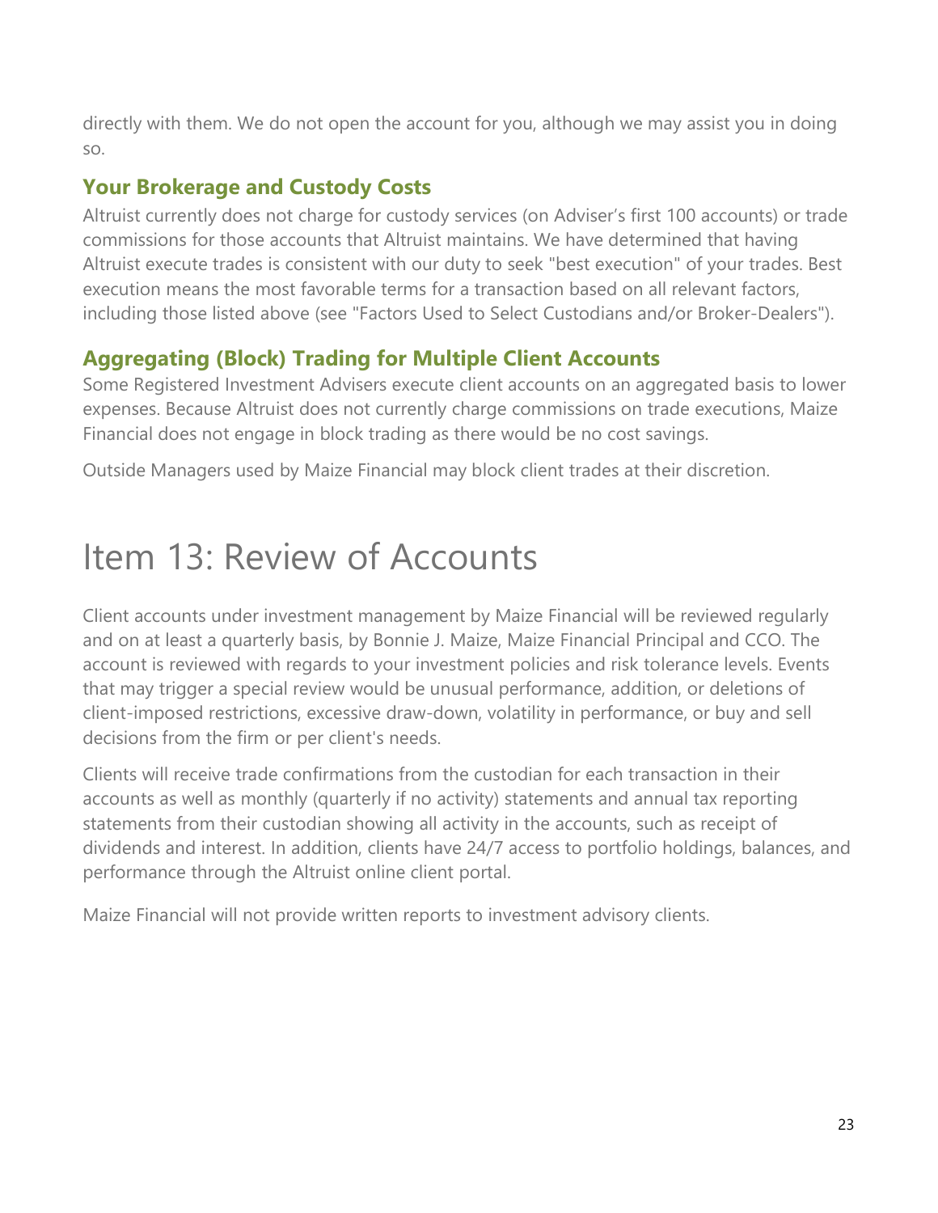directly with them. We do not open the account for you, although we may assist you in doing so.

### Your Brokerage and Custody Costs

Altruist currently does not charge for custody services (on Adviser's first 100 accounts) or trade commissions for those accounts that Altruist maintains. We have determined that having Altruist execute trades is consistent with our duty to seek "best execution" of your trades. Best execution means the most favorable terms for a transaction based on all relevant factors, including those listed above (see "Factors Used to Select Custodians and/or Broker-Dealers").

### Aggregating (Block) Trading for Multiple Client Accounts

Some Registered Investment Advisers execute client accounts on an aggregated basis to lower expenses. Because Altruist does not currently charge commissions on trade executions, Maize Financial does not engage in block trading as there would be no cost savings.

Outside Managers used by Maize Financial may block client trades at their discretion.

# Item 13: Review of Accounts

Client accounts under investment management by Maize Financial will be reviewed regularly and on at least a quarterly basis, by Bonnie J. Maize, Maize Financial Principal and CCO. The account is reviewed with regards to your investment policies and risk tolerance levels. Events that may trigger a special review would be unusual performance, addition, or deletions of client-imposed restrictions, excessive draw-down, volatility in performance, or buy and sell decisions from the firm or per client's needs.

Clients will receive trade confirmations from the custodian for each transaction in their accounts as well as monthly (quarterly if no activity) statements and annual tax reporting statements from their custodian showing all activity in the accounts, such as receipt of dividends and interest. In addition, clients have 24/7 access to portfolio holdings, balances, and performance through the Altruist online client portal.

Maize Financial will not provide written reports to investment advisory clients.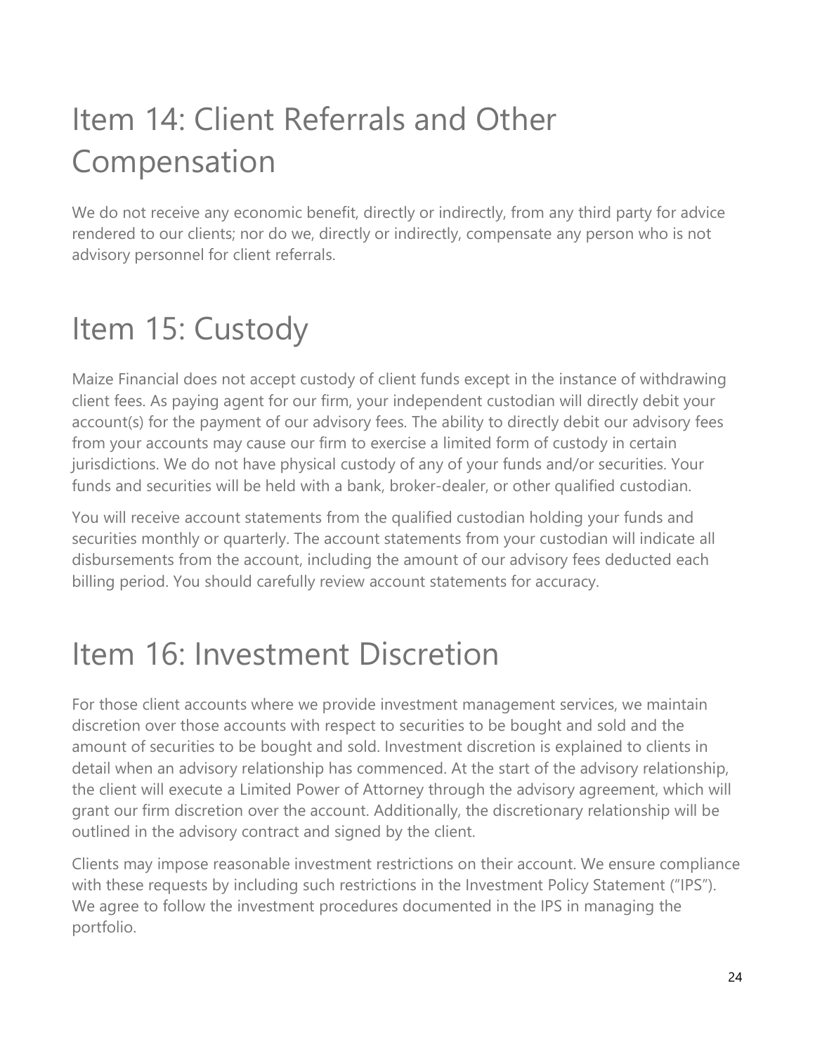# Item 14: Client Referrals and Other Compensation

We do not receive any economic benefit, directly or indirectly, from any third party for advice rendered to our clients; nor do we, directly or indirectly, compensate any person who is not advisory personnel for client referrals.

# Item 15: Custody

Maize Financial does not accept custody of client funds except in the instance of withdrawing client fees. As paying agent for our firm, your independent custodian will directly debit your account(s) for the payment of our advisory fees. The ability to directly debit our advisory fees from your accounts may cause our firm to exercise a limited form of custody in certain jurisdictions. We do not have physical custody of any of your funds and/or securities. Your funds and securities will be held with a bank, broker-dealer, or other qualified custodian.

You will receive account statements from the qualified custodian holding your funds and securities monthly or quarterly. The account statements from your custodian will indicate all disbursements from the account, including the amount of our advisory fees deducted each billing period. You should carefully review account statements for accuracy.

# Item 16: Investment Discretion

For those client accounts where we provide investment management services, we maintain discretion over those accounts with respect to securities to be bought and sold and the amount of securities to be bought and sold. Investment discretion is explained to clients in detail when an advisory relationship has commenced. At the start of the advisory relationship, the client will execute a Limited Power of Attorney through the advisory agreement, which will grant our firm discretion over the account. Additionally, the discretionary relationship will be outlined in the advisory contract and signed by the client.

Clients may impose reasonable investment restrictions on their account. We ensure compliance with these requests by including such restrictions in the Investment Policy Statement ("IPS"). We agree to follow the investment procedures documented in the IPS in managing the portfolio.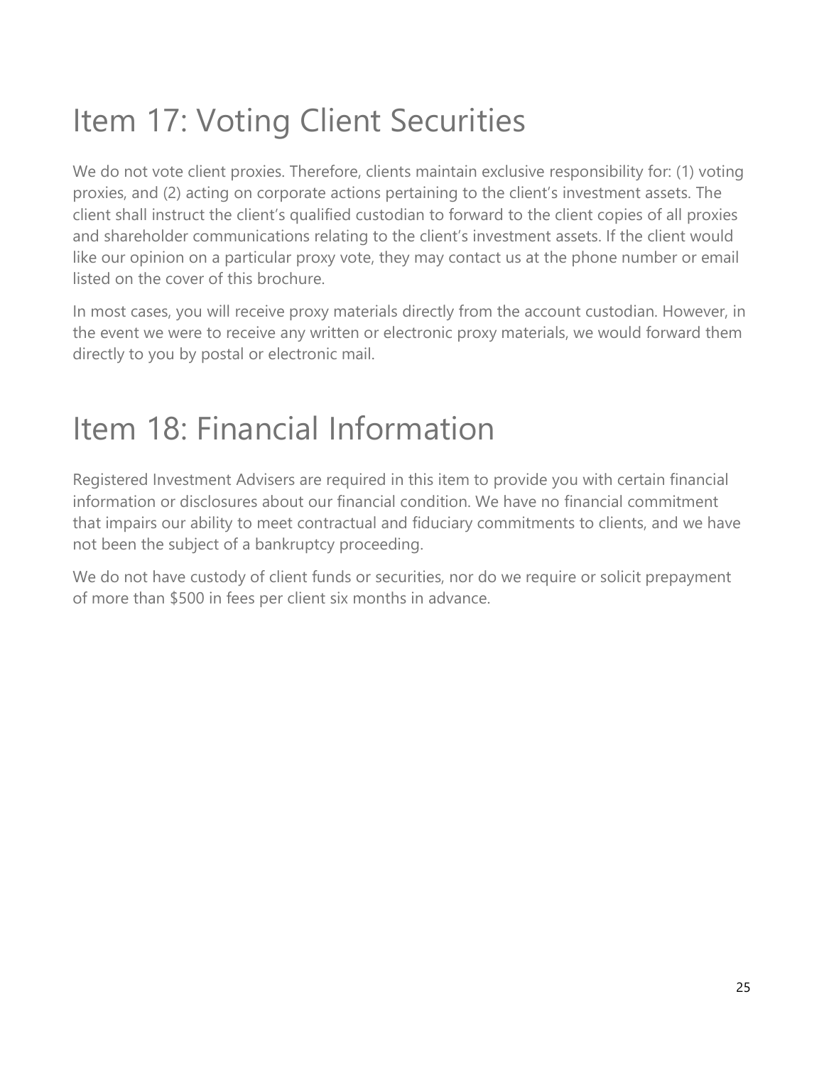# Item 17: Voting Client Securities

We do not vote client proxies. Therefore, clients maintain exclusive responsibility for: (1) voting proxies, and (2) acting on corporate actions pertaining to the client's investment assets. The client shall instruct the client's qualified custodian to forward to the client copies of all proxies and shareholder communications relating to the client's investment assets. If the client would like our opinion on a particular proxy vote, they may contact us at the phone number or email listed on the cover of this brochure.

In most cases, you will receive proxy materials directly from the account custodian. However, in the event we were to receive any written or electronic proxy materials, we would forward them directly to you by postal or electronic mail.

# Item 18: Financial Information

Registered Investment Advisers are required in this item to provide you with certain financial information or disclosures about our financial condition. We have no financial commitment that impairs our ability to meet contractual and fiduciary commitments to clients, and we have not been the subject of a bankruptcy proceeding.

We do not have custody of client funds or securities, nor do we require or solicit prepayment of more than $500 in fees per client six months in advance.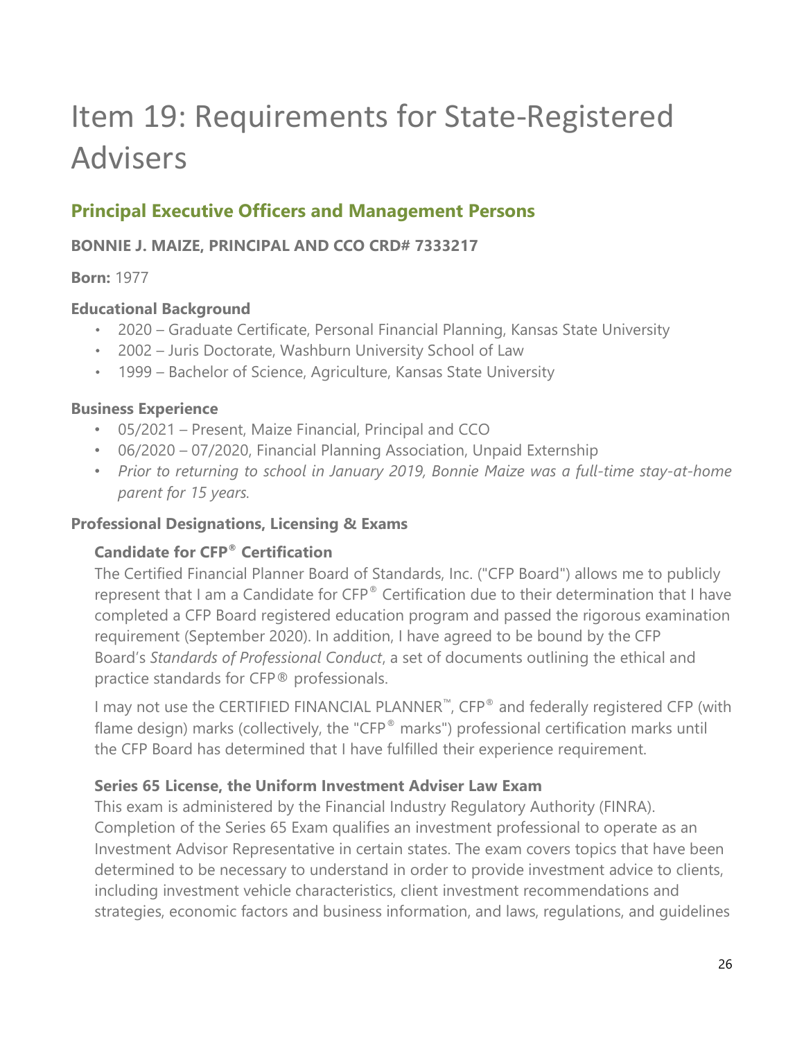# Item 19: Requirements for State-Registered Advisers

## Principal Executive Officers and Management Persons

**BONNIE J. MAIZE, PRINCIPAL AND CCO CRD# 7333217**

**Born:** 1977

**Educational Background**

- 2020 – Graduate Certificate, Personal Financial Planning, Kansas State University
- 2002 – Juris Doctorate, Washburn University School of Law
- 1999 – Bachelor of Science, Agriculture, Kansas State University

**Business Experience**

- 05/2021 – Present, Maize Financial, Principal and CCO
- 06/2020 – 07/2020, Financial Planning Association, Unpaid Externship
- *Prior to returning to school in January 2019, Bonnie Maize was a full-time stay-at-home parent for 15 years.*

**Professional Designations, Licensing & Exams**

**Candidate for CFP® Certification**

The Certified Financial Planner Board of Standards, Inc. ("CFP Board") allows me to publicly represent that I am a Candidate for CFP® Certification due to their determination that I have completed a CFP Board registered education program and passed the rigorous examination requirement (September 2020). In addition, I have agreed to be bound by the CFP Board's *Standards of Professional Conduct*, a set of documents outlining the ethical and practice standards for CFP® professionals.

I may not use the CERTIFIED FINANCIAL PLANNER™, CFP® and federally registered CFP (with flame design) marks (collectively, the "CFP® marks") professional certification marks until the CFP Board has determined that I have fulfilled their experience requirement.

**Series 65 License, the Uniform Investment Adviser Law Exam**

This exam is administered by the Financial Industry Regulatory Authority (FINRA). Completion of the Series 65 Exam qualifies an investment professional to operate as an Investment Advisor Representative in certain states. The exam covers topics that have been determined to be necessary to understand in order to provide investment advice to clients, including investment vehicle characteristics, client investment recommendations and strategies, economic factors and business information, and laws, regulations, and guidelines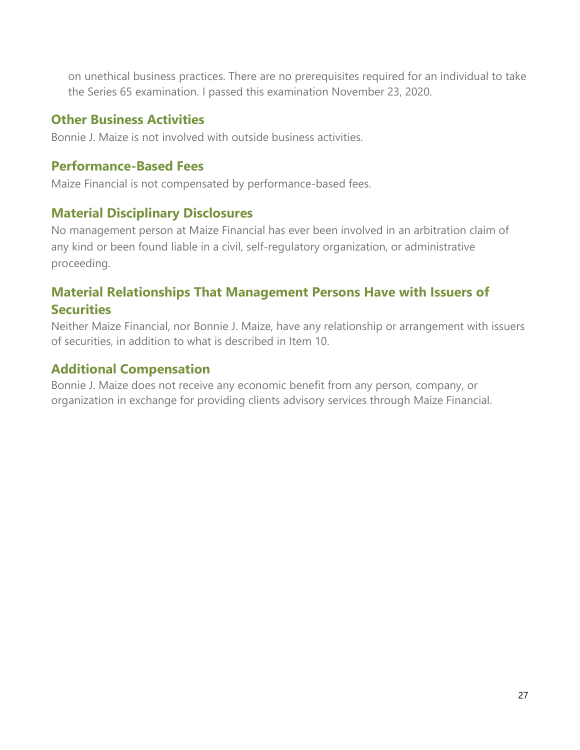on unethical business practices. There are no prerequisites required for an individual to take the Series 65 examination. I passed this examination November 23, 2020.

## Other Business Activities

Bonnie J. Maize is not involved with outside business activities.

## Performance-Based Fees

Maize Financial is not compensated by performance-based fees.

## Material Disciplinary Disclosures

No management person at Maize Financial has ever been involved in an arbitration claim of any kind or been found liable in a civil, self-regulatory organization, or administrative proceeding.

## Material Relationships That Management Persons Have with Issuers of Securities

Neither Maize Financial, nor Bonnie J. Maize, have any relationship or arrangement with issuers of securities, in addition to what is described in Item 10.

## Additional Compensation

Bonnie J. Maize does not receive any economic benefit from any person, company, or organization in exchange for providing clients advisory services through Maize Financial.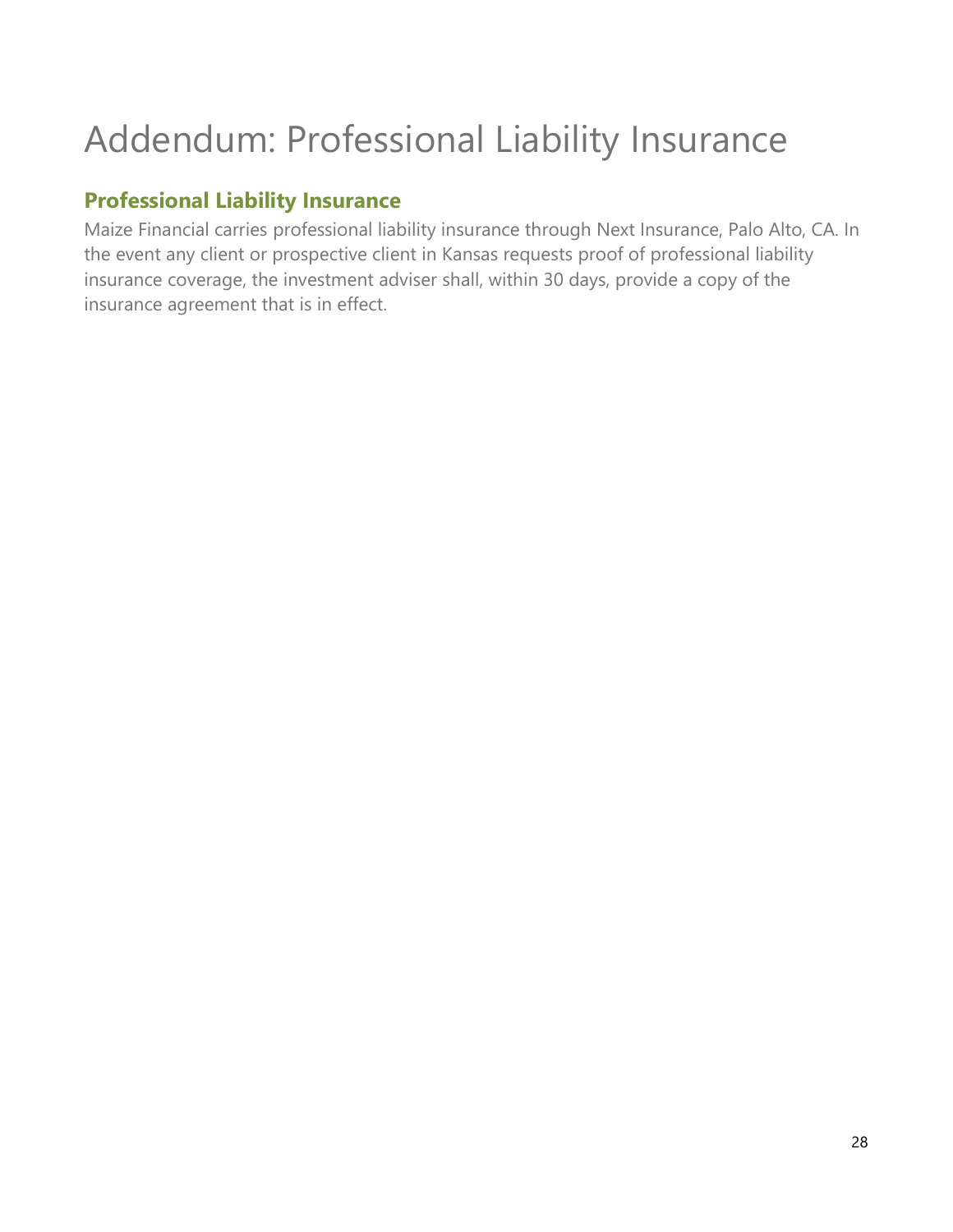# Addendum: Professional Liability Insurance

## Professional Liability Insurance

Maize Financial carries professional liability insurance through Next Insurance, Palo Alto, CA. In the event any client or prospective client in Kansas requests proof of professional liability insurance coverage, the investment adviser shall, within 30 days, provide a copy of the insurance agreement that is in effect.